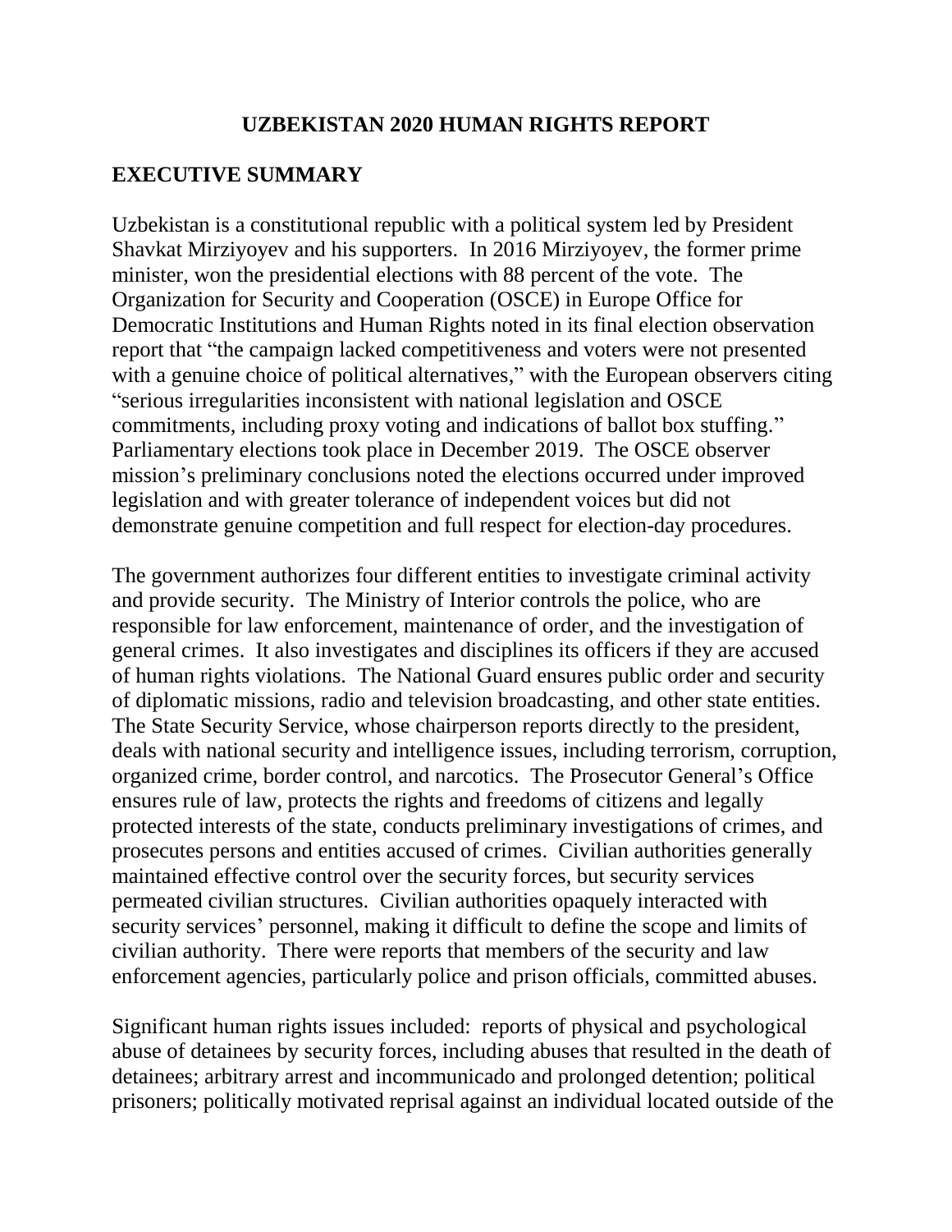# UZBEKISTAN 2020 HUMAN RIGHTS REPORT

## EXECUTIVE SUMMARY

Uzbekistan is a constitutional republic with a political system led by President Shavkat Mirziyoyev and his supporters. In 2016 Mirziyoyev, the former prime minister, won the presidential elections with 88 percent of the vote. The Organization for Security and Cooperation (OSCE) in Europe Office for Democratic Institutions and Human Rights noted in its final election observation report that "the campaign lacked competitiveness and voters were not presented with a genuine choice of political alternatives," with the European observers citing "serious irregularities inconsistent with national legislation and OSCE commitments, including proxy voting and indications of ballot box stuffing." Parliamentary elections took place in December 2019. The OSCE observer mission's preliminary conclusions noted the elections occurred under improved legislation and with greater tolerance of independent voices but did not demonstrate genuine competition and full respect for election-day procedures.

The government authorizes four different entities to investigate criminal activity and provide security. The Ministry of Interior controls the police, who are responsible for law enforcement, maintenance of order, and the investigation of general crimes. It also investigates and disciplines its officers if they are accused of human rights violations. The National Guard ensures public order and security of diplomatic missions, radio and television broadcasting, and other state entities. The State Security Service, whose chairperson reports directly to the president, deals with national security and intelligence issues, including terrorism, corruption, organized crime, border control, and narcotics. The Prosecutor General's Office ensures rule of law, protects the rights and freedoms of citizens and legally protected interests of the state, conducts preliminary investigations of crimes, and prosecutes persons and entities accused of crimes. Civilian authorities generally maintained effective control over the security forces, but security services permeated civilian structures. Civilian authorities opaquely interacted with security services' personnel, making it difficult to define the scope and limits of civilian authority. There were reports that members of the security and law enforcement agencies, particularly police and prison officials, committed abuses.

Significant human rights issues included: reports of physical and psychological abuse of detainees by security forces, including abuses that resulted in the death of detainees; arbitrary arrest and incommunicado and prolonged detention; political prisoners; politically motivated reprisal against an individual located outside of the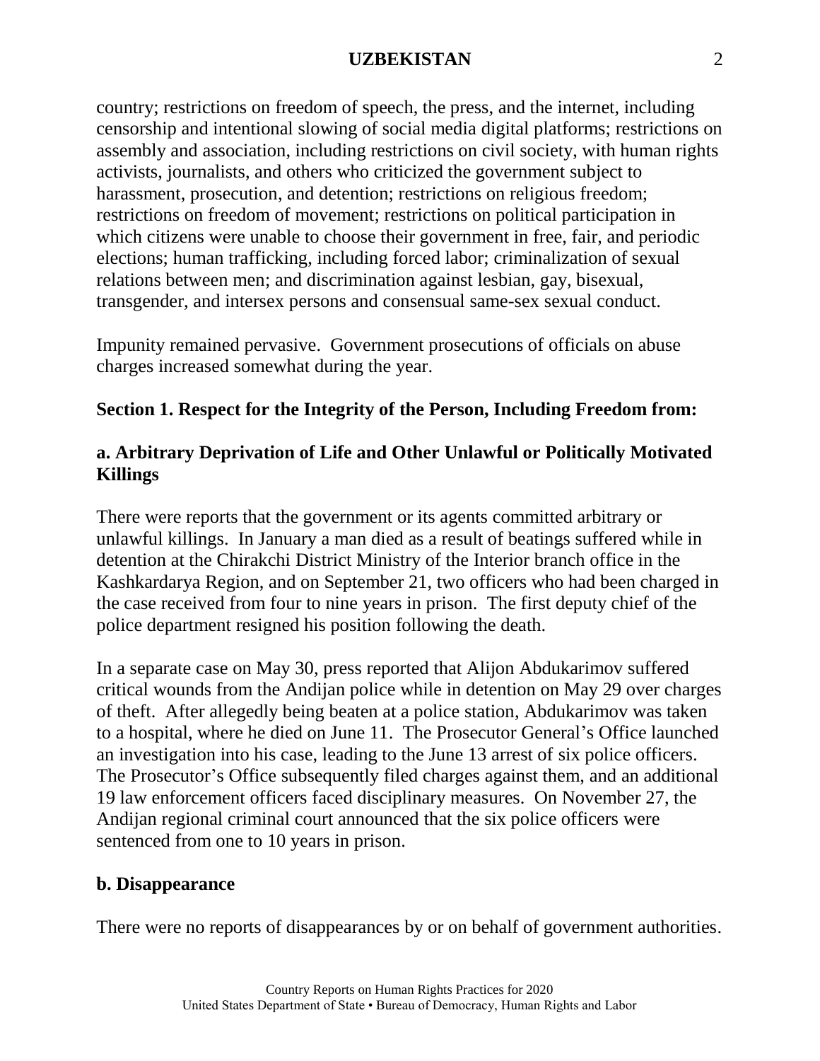country; restrictions on freedom of speech, the press, and the internet, including censorship and intentional slowing of social media digital platforms; restrictions on assembly and association, including restrictions on civil society, with human rights activists, journalists, and others who criticized the government subject to harassment, prosecution, and detention; restrictions on religious freedom; restrictions on freedom of movement; restrictions on political participation in which citizens were unable to choose their government in free, fair, and periodic elections; human trafficking, including forced labor; criminalization of sexual relations between men; and discrimination against lesbian, gay, bisexual, transgender, and intersex persons and consensual same-sex sexual conduct.

Impunity remained pervasive. Government prosecutions of officials on abuse charges increased somewhat during the year.

## Section 1. Respect for the Integrity of the Person, Including Freedom from:

### a. Arbitrary Deprivation of Life and Other Unlawful or Politically Motivated Killings

There were reports that the government or its agents committed arbitrary or unlawful killings. In January a man died as a result of beatings suffered while in detention at the Chirakchi District Ministry of the Interior branch office in the Kashkardarya Region, and on September 21, two officers who had been charged in the case received from four to nine years in prison. The first deputy chief of the police department resigned his position following the death.

In a separate case on May 30, press reported that Alijon Abdukarimov suffered critical wounds from the Andijan police while in detention on May 29 over charges of theft. After allegedly being beaten at a police station, Abdukarimov was taken to a hospital, where he died on June 11. The Prosecutor General's Office launched an investigation into his case, leading to the June 13 arrest of six police officers. The Prosecutor's Office subsequently filed charges against them, and an additional 19 law enforcement officers faced disciplinary measures. On November 27, the Andijan regional criminal court announced that the six police officers were sentenced from one to 10 years in prison.

### b. Disappearance

There were no reports of disappearances by or on behalf of government authorities.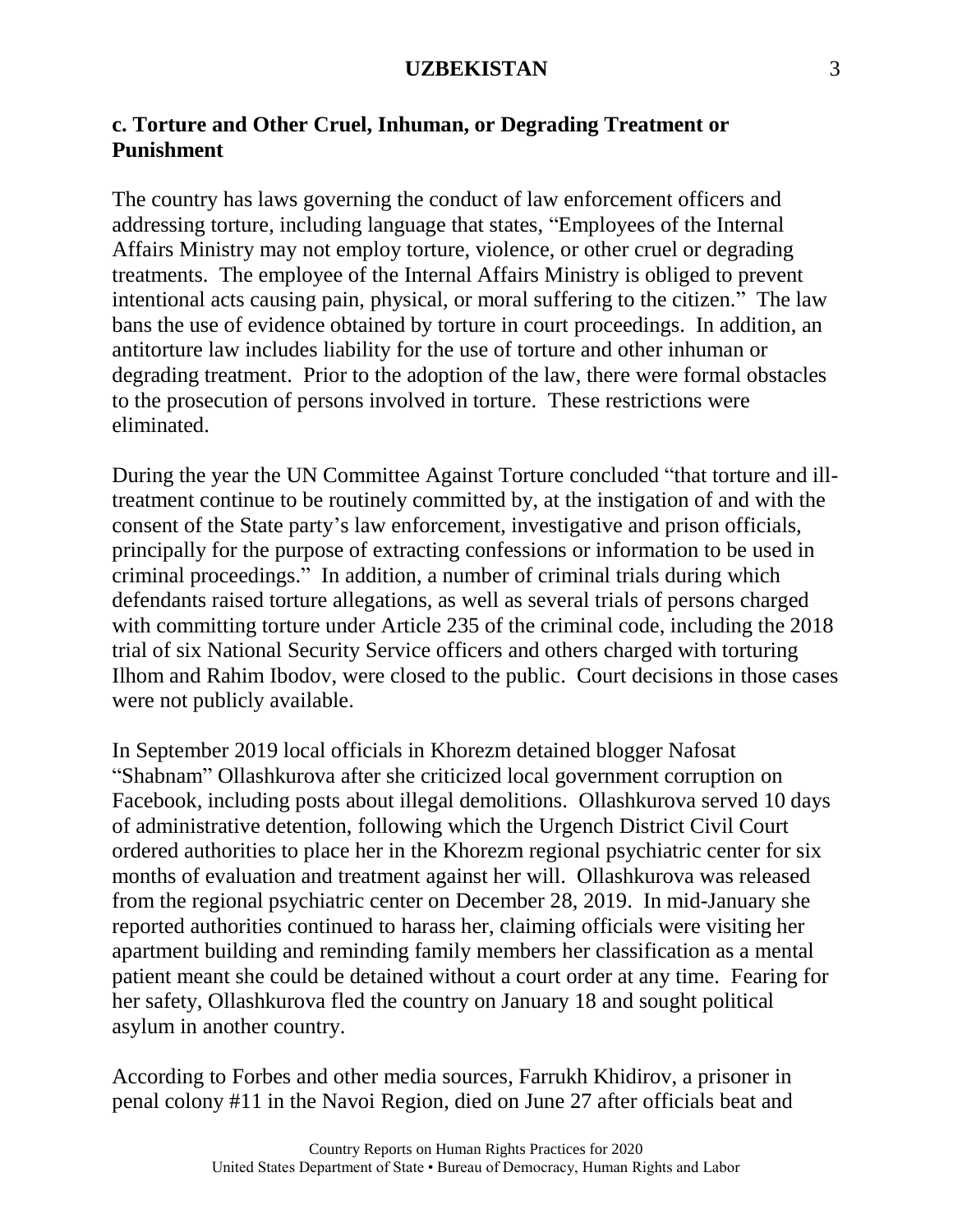## c. Torture and Other Cruel, Inhuman, or Degrading Treatment or Punishment

The country has laws governing the conduct of law enforcement officers and addressing torture, including language that states, "Employees of the Internal Affairs Ministry may not employ torture, violence, or other cruel or degrading treatments. The employee of the Internal Affairs Ministry is obliged to prevent intentional acts causing pain, physical, or moral suffering to the citizen." The law bans the use of evidence obtained by torture in court proceedings. In addition, an antitorture law includes liability for the use of torture and other inhuman or degrading treatment. Prior to the adoption of the law, there were formal obstacles to the prosecution of persons involved in torture. These restrictions were eliminated.

During the year the UN Committee Against Torture concluded "that torture and ill-treatment continue to be routinely committed by, at the instigation of and with the consent of the State party's law enforcement, investigative and prison officials, principally for the purpose of extracting confessions or information to be used in criminal proceedings." In addition, a number of criminal trials during which defendants raised torture allegations, as well as several trials of persons charged with committing torture under Article 235 of the criminal code, including the 2018 trial of six National Security Service officers and others charged with torturing Ilhom and Rahim Ibodov, were closed to the public. Court decisions in those cases were not publicly available.

In September 2019 local officials in Khorezm detained blogger Nafosat "Shabnam" Ollashkurova after she criticized local government corruption on Facebook, including posts about illegal demolitions. Ollashkurova served 10 days of administrative detention, following which the Urgench District Civil Court ordered authorities to place her in the Khorezm regional psychiatric center for six months of evaluation and treatment against her will. Ollashkurova was released from the regional psychiatric center on December 28, 2019. In mid-January she reported authorities continued to harass her, claiming officials were visiting her apartment building and reminding family members her classification as a mental patient meant she could be detained without a court order at any time. Fearing for her safety, Ollashkurova fled the country on January 18 and sought political asylum in another country.

According to Forbes and other media sources, Farrukh Khidirov, a prisoner in penal colony #11 in the Navoi Region, died on June 27 after officials beat and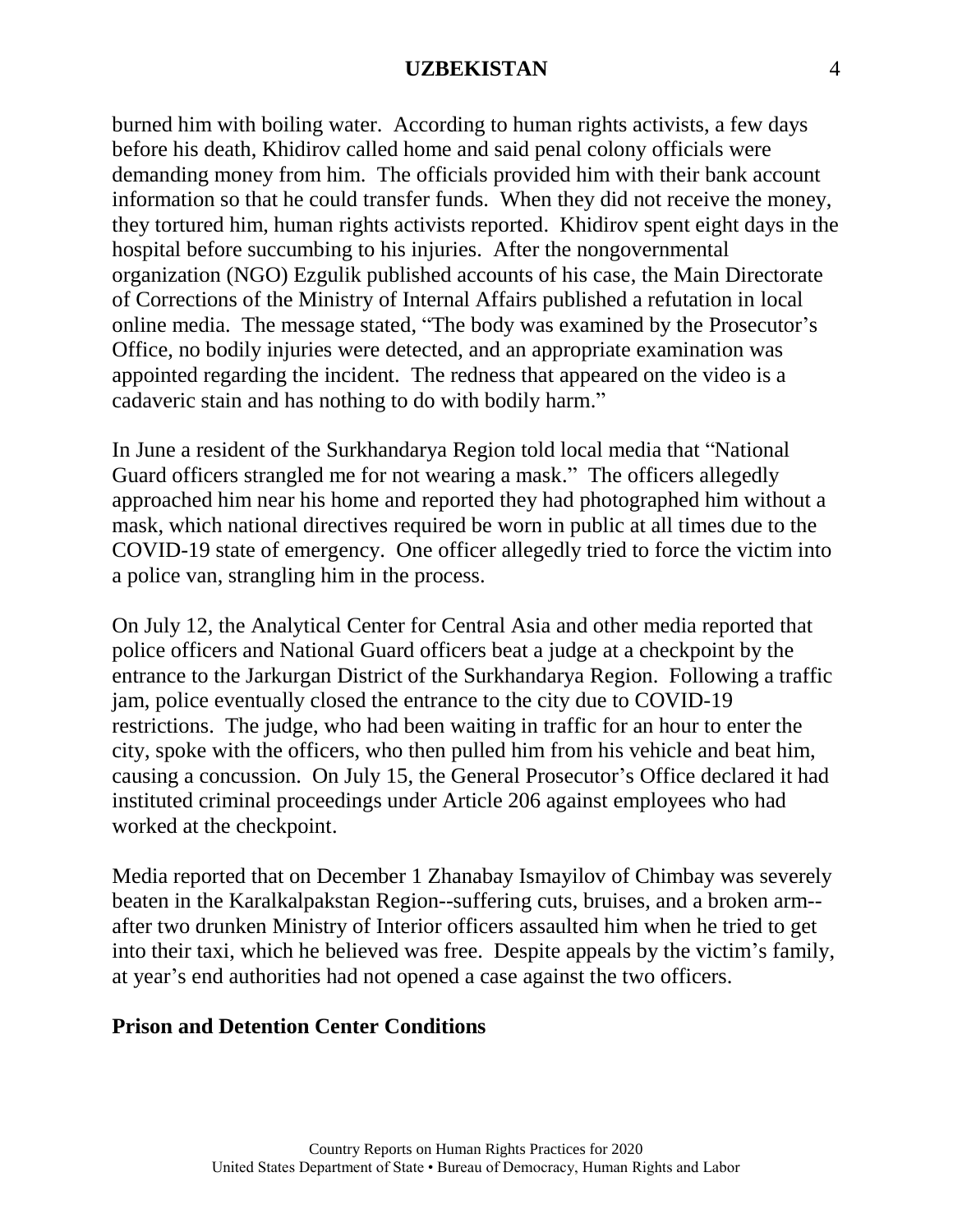burned him with boiling water. According to human rights activists, a few days before his death, Khidirov called home and said penal colony officials were demanding money from him. The officials provided him with their bank account information so that he could transfer funds. When they did not receive the money, they tortured him, human rights activists reported. Khidirov spent eight days in the hospital before succumbing to his injuries. After the nongovernmental organization (NGO) Ezgulik published accounts of his case, the Main Directorate of Corrections of the Ministry of Internal Affairs published a refutation in local online media. The message stated, "The body was examined by the Prosecutor's Office, no bodily injuries were detected, and an appropriate examination was appointed regarding the incident. The redness that appeared on the video is a cadaveric stain and has nothing to do with bodily harm."

In June a resident of the Surkhandarya Region told local media that "National Guard officers strangled me for not wearing a mask." The officers allegedly approached him near his home and reported they had photographed him without a mask, which national directives required be worn in public at all times due to the COVID-19 state of emergency. One officer allegedly tried to force the victim into a police van, strangling him in the process.

On July 12, the Analytical Center for Central Asia and other media reported that police officers and National Guard officers beat a judge at a checkpoint by the entrance to the Jarkurgan District of the Surkhandarya Region. Following a traffic jam, police eventually closed the entrance to the city due to COVID-19 restrictions. The judge, who had been waiting in traffic for an hour to enter the city, spoke with the officers, who then pulled him from his vehicle and beat him, causing a concussion. On July 15, the General Prosecutor's Office declared it had instituted criminal proceedings under Article 206 against employees who had worked at the checkpoint.

Media reported that on December 1 Zhanabay Ismayilov of Chimbay was severely beaten in the Karalkalpakstan Region--suffering cuts, bruises, and a broken arm--after two drunken Ministry of Interior officers assaulted him when he tried to get into their taxi, which he believed was free. Despite appeals by the victim's family, at year's end authorities had not opened a case against the two officers.

**Prison and Detention Center Conditions**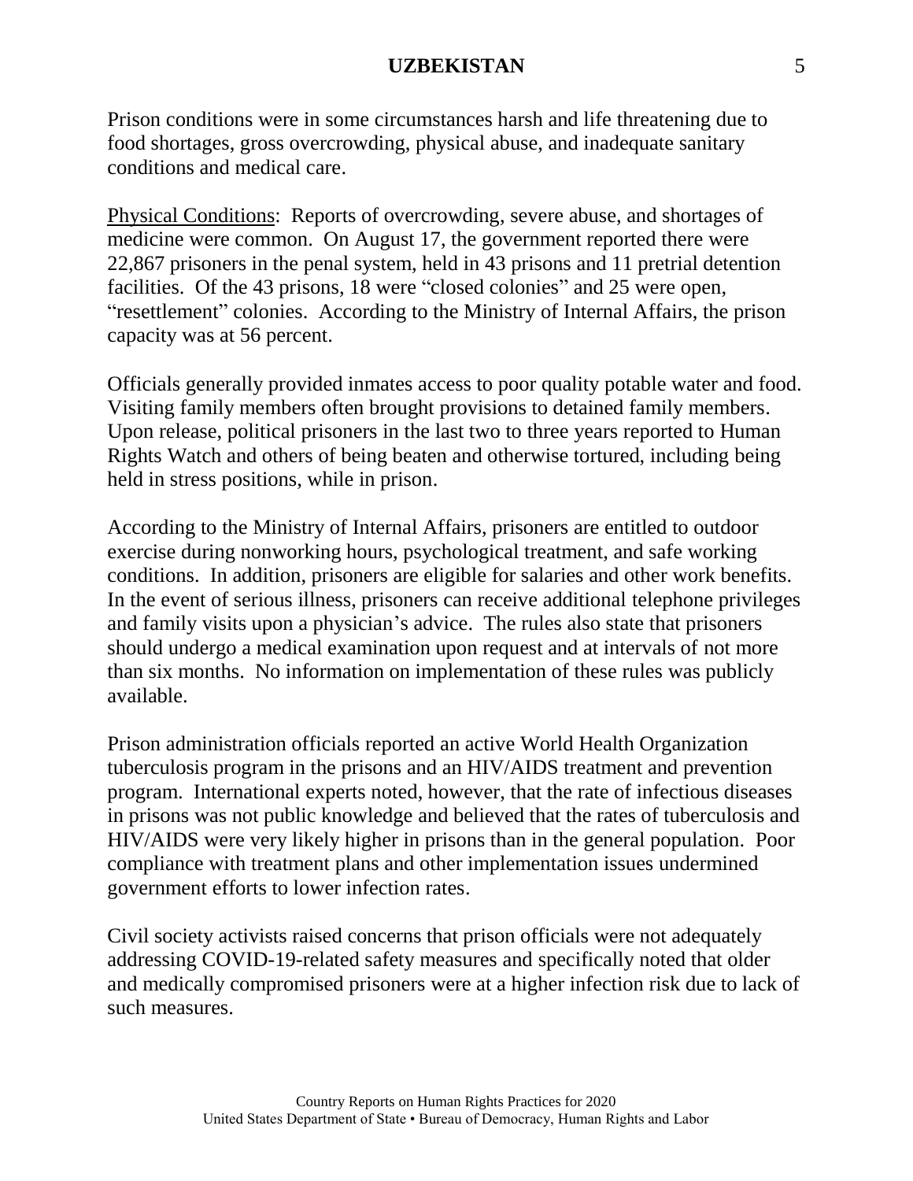Prison conditions were in some circumstances harsh and life threatening due to food shortages, gross overcrowding, physical abuse, and inadequate sanitary conditions and medical care.

Physical Conditions: Reports of overcrowding, severe abuse, and shortages of medicine were common. On August 17, the government reported there were 22,867 prisoners in the penal system, held in 43 prisons and 11 pretrial detention facilities. Of the 43 prisons, 18 were "closed colonies" and 25 were open, "resettlement" colonies. According to the Ministry of Internal Affairs, the prison capacity was at 56 percent.

Officials generally provided inmates access to poor quality potable water and food. Visiting family members often brought provisions to detained family members. Upon release, political prisoners in the last two to three years reported to Human Rights Watch and others of being beaten and otherwise tortured, including being held in stress positions, while in prison.

According to the Ministry of Internal Affairs, prisoners are entitled to outdoor exercise during nonworking hours, psychological treatment, and safe working conditions. In addition, prisoners are eligible for salaries and other work benefits. In the event of serious illness, prisoners can receive additional telephone privileges and family visits upon a physician's advice. The rules also state that prisoners should undergo a medical examination upon request and at intervals of not more than six months. No information on implementation of these rules was publicly available.

Prison administration officials reported an active World Health Organization tuberculosis program in the prisons and an HIV/AIDS treatment and prevention program. International experts noted, however, that the rate of infectious diseases in prisons was not public knowledge and believed that the rates of tuberculosis and HIV/AIDS were very likely higher in prisons than in the general population. Poor compliance with treatment plans and other implementation issues undermined government efforts to lower infection rates.

Civil society activists raised concerns that prison officials were not adequately addressing COVID-19-related safety measures and specifically noted that older and medically compromised prisoners were at a higher infection risk due to lack of such measures.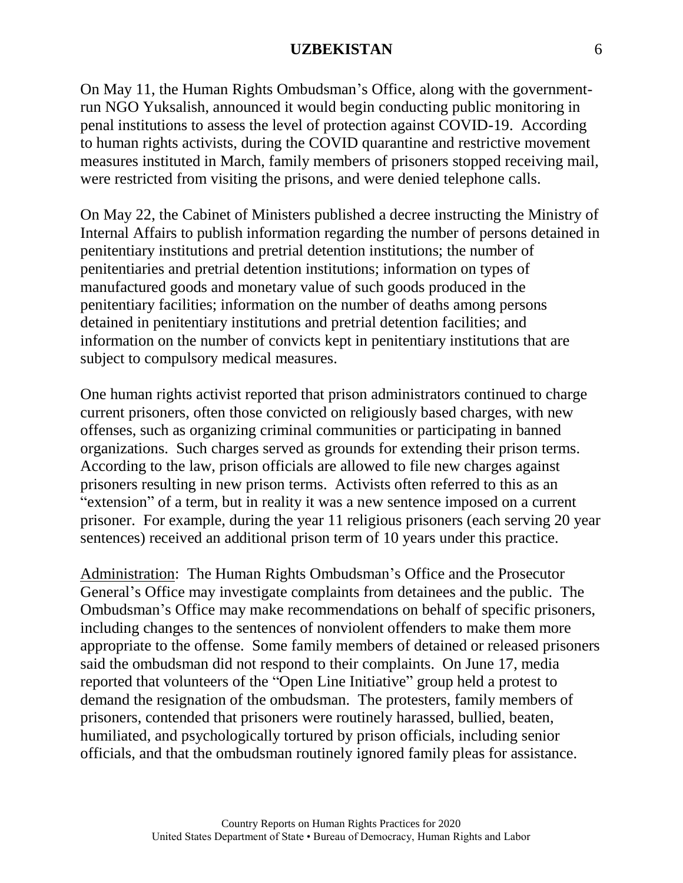On May 11, the Human Rights Ombudsman's Office, along with the government-run NGO Yuksalish, announced it would begin conducting public monitoring in penal institutions to assess the level of protection against COVID-19. According to human rights activists, during the COVID quarantine and restrictive movement measures instituted in March, family members of prisoners stopped receiving mail, were restricted from visiting the prisons, and were denied telephone calls.

On May 22, the Cabinet of Ministers published a decree instructing the Ministry of Internal Affairs to publish information regarding the number of persons detained in penitentiary institutions and pretrial detention institutions; the number of penitentiaries and pretrial detention institutions; information on types of manufactured goods and monetary value of such goods produced in the penitentiary facilities; information on the number of deaths among persons detained in penitentiary institutions and pretrial detention facilities; and information on the number of convicts kept in penitentiary institutions that are subject to compulsory medical measures.

One human rights activist reported that prison administrators continued to charge current prisoners, often those convicted on religiously based charges, with new offenses, such as organizing criminal communities or participating in banned organizations. Such charges served as grounds for extending their prison terms. According to the law, prison officials are allowed to file new charges against prisoners resulting in new prison terms. Activists often referred to this as an "extension" of a term, but in reality it was a new sentence imposed on a current prisoner. For example, during the year 11 religious prisoners (each serving 20 year sentences) received an additional prison term of 10 years under this practice.

Administration: The Human Rights Ombudsman's Office and the Prosecutor General's Office may investigate complaints from detainees and the public. The Ombudsman's Office may make recommendations on behalf of specific prisoners, including changes to the sentences of nonviolent offenders to make them more appropriate to the offense. Some family members of detained or released prisoners said the ombudsman did not respond to their complaints. On June 17, media reported that volunteers of the "Open Line Initiative" group held a protest to demand the resignation of the ombudsman. The protesters, family members of prisoners, contended that prisoners were routinely harassed, bullied, beaten, humiliated, and psychologically tortured by prison officials, including senior officials, and that the ombudsman routinely ignored family pleas for assistance.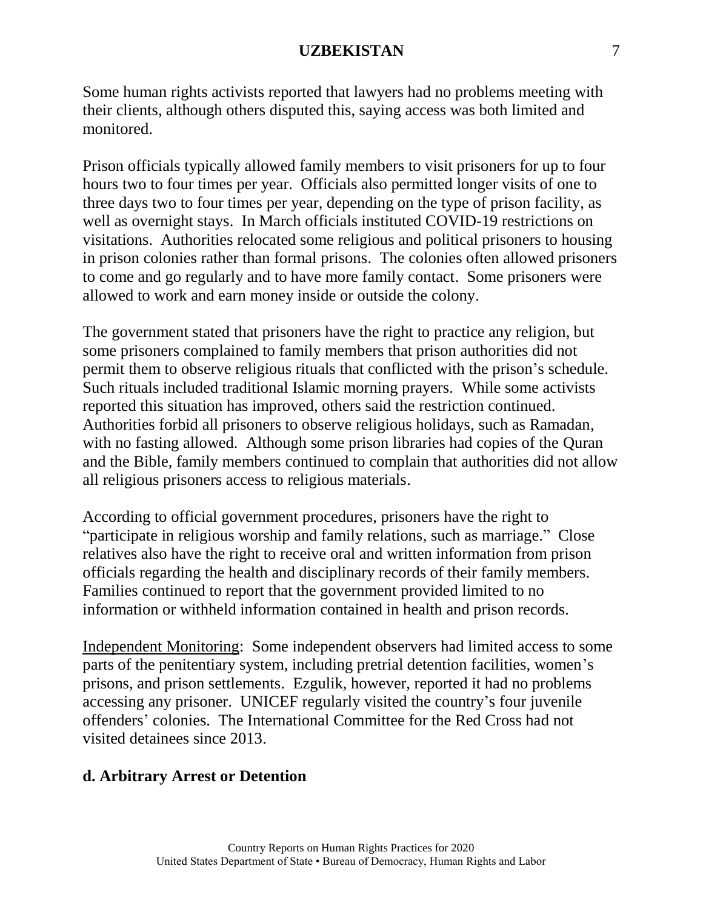Some human rights activists reported that lawyers had no problems meeting with their clients, although others disputed this, saying access was both limited and monitored.

Prison officials typically allowed family members to visit prisoners for up to four hours two to four times per year. Officials also permitted longer visits of one to three days two to four times per year, depending on the type of prison facility, as well as overnight stays. In March officials instituted COVID-19 restrictions on visitations. Authorities relocated some religious and political prisoners to housing in prison colonies rather than formal prisons. The colonies often allowed prisoners to come and go regularly and to have more family contact. Some prisoners were allowed to work and earn money inside or outside the colony.

The government stated that prisoners have the right to practice any religion, but some prisoners complained to family members that prison authorities did not permit them to observe religious rituals that conflicted with the prison's schedule. Such rituals included traditional Islamic morning prayers. While some activists reported this situation has improved, others said the restriction continued. Authorities forbid all prisoners to observe religious holidays, such as Ramadan, with no fasting allowed. Although some prison libraries had copies of the Quran and the Bible, family members continued to complain that authorities did not allow all religious prisoners access to religious materials.

According to official government procedures, prisoners have the right to "participate in religious worship and family relations, such as marriage." Close relatives also have the right to receive oral and written information from prison officials regarding the health and disciplinary records of their family members. Families continued to report that the government provided limited to no information or withheld information contained in health and prison records.

Independent Monitoring: Some independent observers had limited access to some parts of the penitentiary system, including pretrial detention facilities, women's prisons, and prison settlements. Ezgulik, however, reported it had no problems accessing any prisoner. UNICEF regularly visited the country's four juvenile offenders' colonies. The International Committee for the Red Cross had not visited detainees since 2013.

### d. Arbitrary Arrest or Detention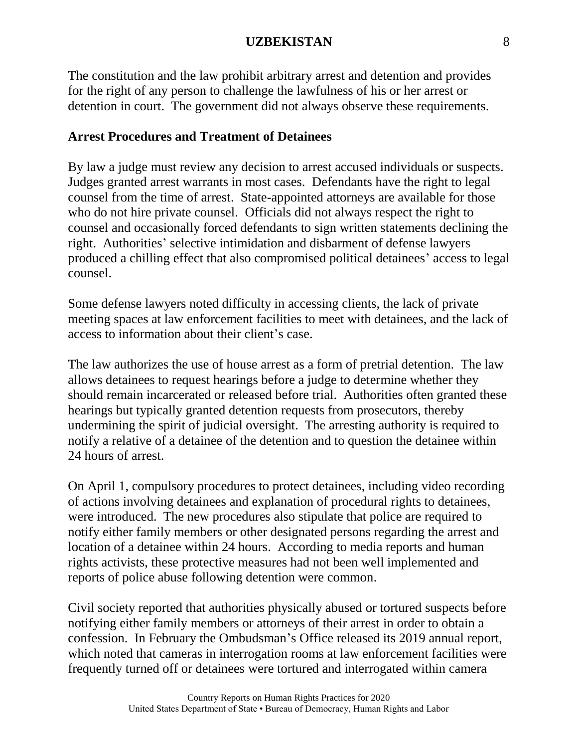The constitution and the law prohibit arbitrary arrest and detention and provides for the right of any person to challenge the lawfulness of his or her arrest or detention in court. The government did not always observe these requirements.

**Arrest Procedures and Treatment of Detainees**

By law a judge must review any decision to arrest accused individuals or suspects. Judges granted arrest warrants in most cases. Defendants have the right to legal counsel from the time of arrest. State-appointed attorneys are available for those who do not hire private counsel. Officials did not always respect the right to counsel and occasionally forced defendants to sign written statements declining the right. Authorities' selective intimidation and disbarment of defense lawyers produced a chilling effect that also compromised political detainees' access to legal counsel.

Some defense lawyers noted difficulty in accessing clients, the lack of private meeting spaces at law enforcement facilities to meet with detainees, and the lack of access to information about their client's case.

The law authorizes the use of house arrest as a form of pretrial detention. The law allows detainees to request hearings before a judge to determine whether they should remain incarcerated or released before trial. Authorities often granted these hearings but typically granted detention requests from prosecutors, thereby undermining the spirit of judicial oversight. The arresting authority is required to notify a relative of a detainee of the detention and to question the detainee within 24 hours of arrest.

On April 1, compulsory procedures to protect detainees, including video recording of actions involving detainees and explanation of procedural rights to detainees, were introduced. The new procedures also stipulate that police are required to notify either family members or other designated persons regarding the arrest and location of a detainee within 24 hours. According to media reports and human rights activists, these protective measures had not been well implemented and reports of police abuse following detention were common.

Civil society reported that authorities physically abused or tortured suspects before notifying either family members or attorneys of their arrest in order to obtain a confession. In February the Ombudsman's Office released its 2019 annual report, which noted that cameras in interrogation rooms at law enforcement facilities were frequently turned off or detainees were tortured and interrogated within camera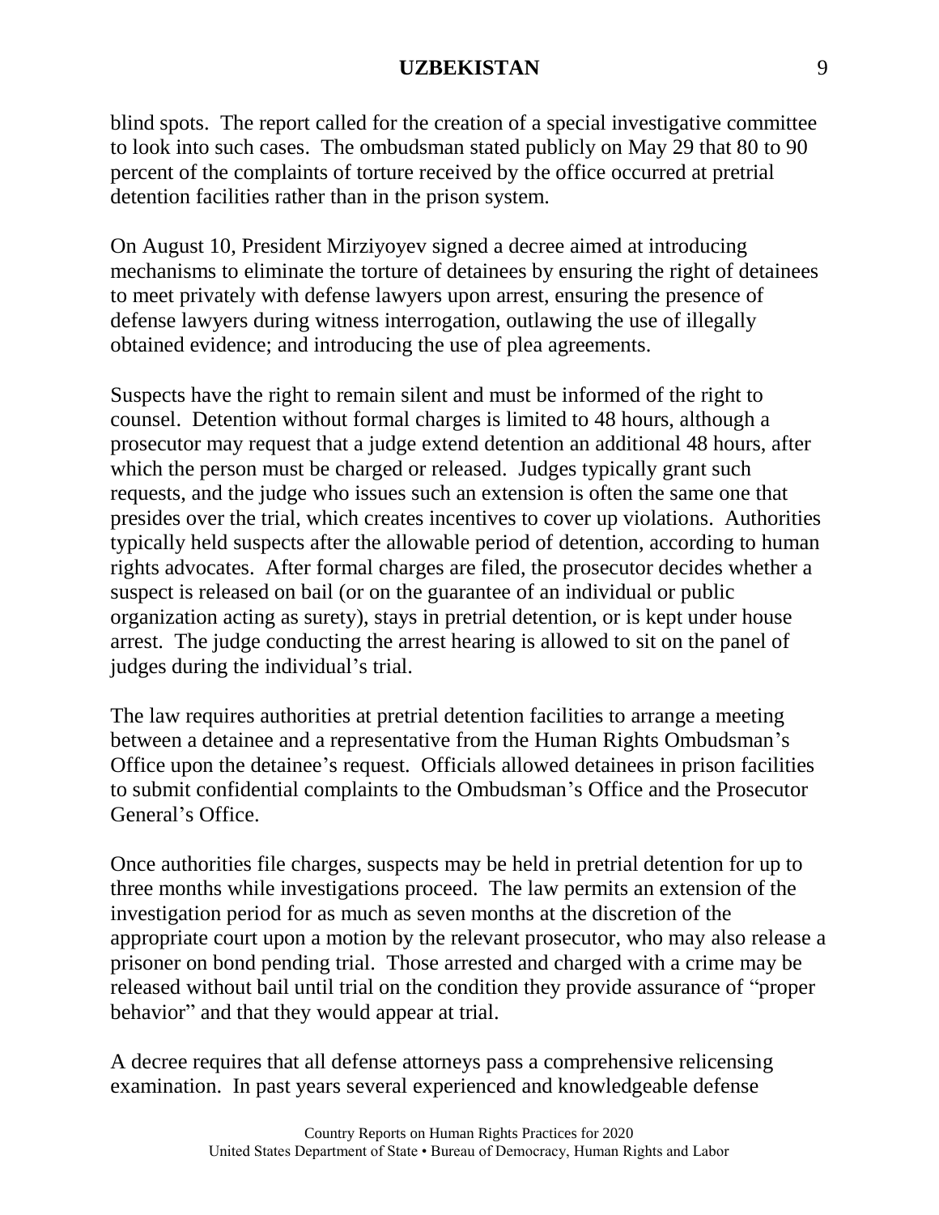blind spots. The report called for the creation of a special investigative committee to look into such cases. The ombudsman stated publicly on May 29 that 80 to 90 percent of the complaints of torture received by the office occurred at pretrial detention facilities rather than in the prison system.

On August 10, President Mirziyoyev signed a decree aimed at introducing mechanisms to eliminate the torture of detainees by ensuring the right of detainees to meet privately with defense lawyers upon arrest, ensuring the presence of defense lawyers during witness interrogation, outlawing the use of illegally obtained evidence; and introducing the use of plea agreements.

Suspects have the right to remain silent and must be informed of the right to counsel. Detention without formal charges is limited to 48 hours, although a prosecutor may request that a judge extend detention an additional 48 hours, after which the person must be charged or released. Judges typically grant such requests, and the judge who issues such an extension is often the same one that presides over the trial, which creates incentives to cover up violations. Authorities typically held suspects after the allowable period of detention, according to human rights advocates. After formal charges are filed, the prosecutor decides whether a suspect is released on bail (or on the guarantee of an individual or public organization acting as surety), stays in pretrial detention, or is kept under house arrest. The judge conducting the arrest hearing is allowed to sit on the panel of judges during the individual's trial.

The law requires authorities at pretrial detention facilities to arrange a meeting between a detainee and a representative from the Human Rights Ombudsman's Office upon the detainee's request. Officials allowed detainees in prison facilities to submit confidential complaints to the Ombudsman's Office and the Prosecutor General's Office.

Once authorities file charges, suspects may be held in pretrial detention for up to three months while investigations proceed. The law permits an extension of the investigation period for as much as seven months at the discretion of the appropriate court upon a motion by the relevant prosecutor, who may also release a prisoner on bond pending trial. Those arrested and charged with a crime may be released without bail until trial on the condition they provide assurance of "proper behavior" and that they would appear at trial.

A decree requires that all defense attorneys pass a comprehensive relicensing examination. In past years several experienced and knowledgeable defense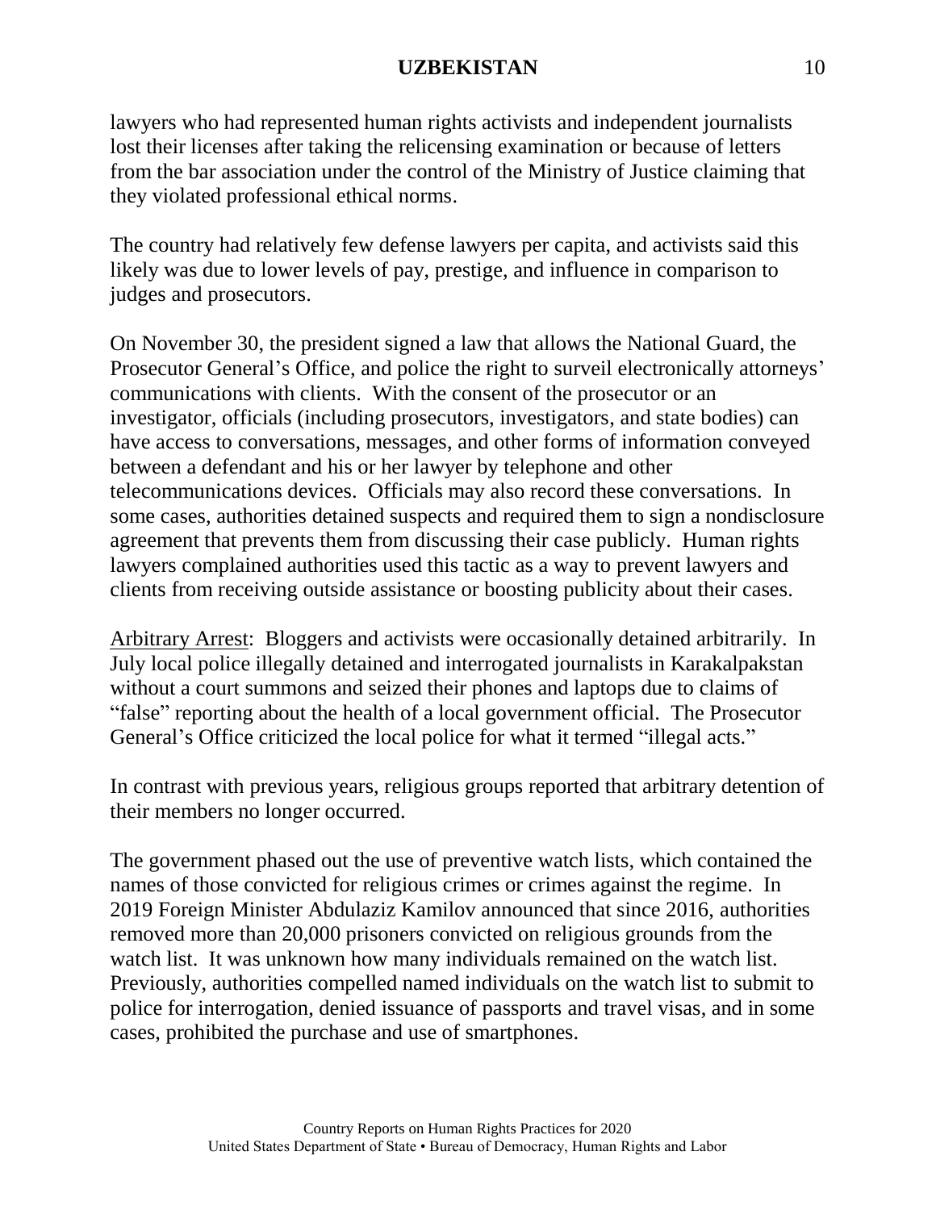lawyers who had represented human rights activists and independent journalists lost their licenses after taking the relicensing examination or because of letters from the bar association under the control of the Ministry of Justice claiming that they violated professional ethical norms.

The country had relatively few defense lawyers per capita, and activists said this likely was due to lower levels of pay, prestige, and influence in comparison to judges and prosecutors.

On November 30, the president signed a law that allows the National Guard, the Prosecutor General's Office, and police the right to surveil electronically attorneys' communications with clients. With the consent of the prosecutor or an investigator, officials (including prosecutors, investigators, and state bodies) can have access to conversations, messages, and other forms of information conveyed between a defendant and his or her lawyer by telephone and other telecommunications devices. Officials may also record these conversations. In some cases, authorities detained suspects and required them to sign a nondisclosure agreement that prevents them from discussing their case publicly. Human rights lawyers complained authorities used this tactic as a way to prevent lawyers and clients from receiving outside assistance or boosting publicity about their cases.

Arbitrary Arrest: Bloggers and activists were occasionally detained arbitrarily. In July local police illegally detained and interrogated journalists in Karakalpakstan without a court summons and seized their phones and laptops due to claims of "false" reporting about the health of a local government official. The Prosecutor General's Office criticized the local police for what it termed "illegal acts."

In contrast with previous years, religious groups reported that arbitrary detention of their members no longer occurred.

The government phased out the use of preventive watch lists, which contained the names of those convicted for religious crimes or crimes against the regime. In 2019 Foreign Minister Abdulaziz Kamilov announced that since 2016, authorities removed more than 20,000 prisoners convicted on religious grounds from the watch list. It was unknown how many individuals remained on the watch list. Previously, authorities compelled named individuals on the watch list to submit to police for interrogation, denied issuance of passports and travel visas, and in some cases, prohibited the purchase and use of smartphones.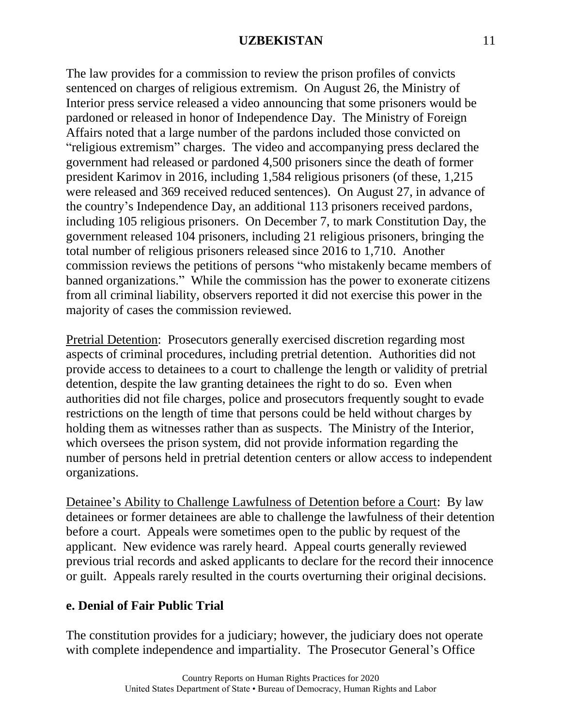The law provides for a commission to review the prison profiles of convicts sentenced on charges of religious extremism. On August 26, the Ministry of Interior press service released a video announcing that some prisoners would be pardoned or released in honor of Independence Day. The Ministry of Foreign Affairs noted that a large number of the pardons included those convicted on "religious extremism" charges. The video and accompanying press declared the government had released or pardoned 4,500 prisoners since the death of former president Karimov in 2016, including 1,584 religious prisoners (of these, 1,215 were released and 369 received reduced sentences). On August 27, in advance of the country's Independence Day, an additional 113 prisoners received pardons, including 105 religious prisoners. On December 7, to mark Constitution Day, the government released 104 prisoners, including 21 religious prisoners, bringing the total number of religious prisoners released since 2016 to 1,710. Another commission reviews the petitions of persons "who mistakenly became members of banned organizations." While the commission has the power to exonerate citizens from all criminal liability, observers reported it did not exercise this power in the majority of cases the commission reviewed.

Pretrial Detention: Prosecutors generally exercised discretion regarding most aspects of criminal procedures, including pretrial detention. Authorities did not provide access to detainees to a court to challenge the length or validity of pretrial detention, despite the law granting detainees the right to do so. Even when authorities did not file charges, police and prosecutors frequently sought to evade restrictions on the length of time that persons could be held without charges by holding them as witnesses rather than as suspects. The Ministry of the Interior, which oversees the prison system, did not provide information regarding the number of persons held in pretrial detention centers or allow access to independent organizations.

Detainee's Ability to Challenge Lawfulness of Detention before a Court: By law detainees or former detainees are able to challenge the lawfulness of their detention before a court. Appeals were sometimes open to the public by request of the applicant. New evidence was rarely heard. Appeal courts generally reviewed previous trial records and asked applicants to declare for the record their innocence or guilt. Appeals rarely resulted in the courts overturning their original decisions.

**e. Denial of Fair Public Trial**

The constitution provides for a judiciary; however, the judiciary does not operate with complete independence and impartiality. The Prosecutor General's Office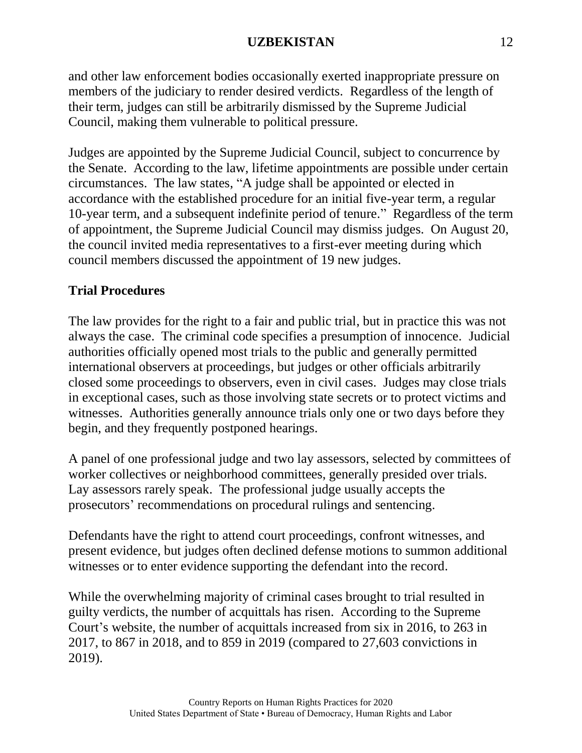and other law enforcement bodies occasionally exerted inappropriate pressure on members of the judiciary to render desired verdicts. Regardless of the length of their term, judges can still be arbitrarily dismissed by the Supreme Judicial Council, making them vulnerable to political pressure.

Judges are appointed by the Supreme Judicial Council, subject to concurrence by the Senate. According to the law, lifetime appointments are possible under certain circumstances. The law states, "A judge shall be appointed or elected in accordance with the established procedure for an initial five-year term, a regular 10-year term, and a subsequent indefinite period of tenure." Regardless of the term of appointment, the Supreme Judicial Council may dismiss judges. On August 20, the council invited media representatives to a first-ever meeting during which council members discussed the appointment of 19 new judges.

**Trial Procedures**

The law provides for the right to a fair and public trial, but in practice this was not always the case. The criminal code specifies a presumption of innocence. Judicial authorities officially opened most trials to the public and generally permitted international observers at proceedings, but judges or other officials arbitrarily closed some proceedings to observers, even in civil cases. Judges may close trials in exceptional cases, such as those involving state secrets or to protect victims and witnesses. Authorities generally announce trials only one or two days before they begin, and they frequently postponed hearings.

A panel of one professional judge and two lay assessors, selected by committees of worker collectives or neighborhood committees, generally presided over trials. Lay assessors rarely speak. The professional judge usually accepts the prosecutors' recommendations on procedural rulings and sentencing.

Defendants have the right to attend court proceedings, confront witnesses, and present evidence, but judges often declined defense motions to summon additional witnesses or to enter evidence supporting the defendant into the record.

While the overwhelming majority of criminal cases brought to trial resulted in guilty verdicts, the number of acquittals has risen. According to the Supreme Court's website, the number of acquittals increased from six in 2016, to 263 in 2017, to 867 in 2018, and to 859 in 2019 (compared to 27,603 convictions in 2019).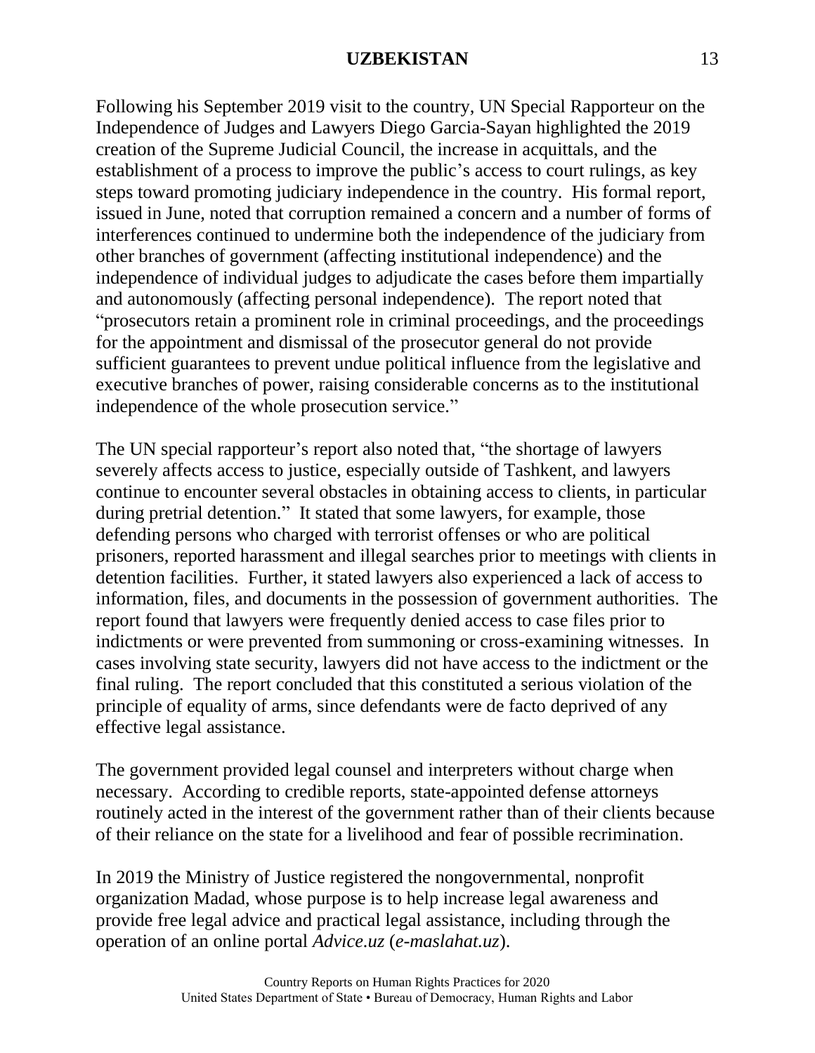Following his September 2019 visit to the country, UN Special Rapporteur on the Independence of Judges and Lawyers Diego Garcia-Sayan highlighted the 2019 creation of the Supreme Judicial Council, the increase in acquittals, and the establishment of a process to improve the public's access to court rulings, as key steps toward promoting judiciary independence in the country. His formal report, issued in June, noted that corruption remained a concern and a number of forms of interferences continued to undermine both the independence of the judiciary from other branches of government (affecting institutional independence) and the independence of individual judges to adjudicate the cases before them impartially and autonomously (affecting personal independence). The report noted that "prosecutors retain a prominent role in criminal proceedings, and the proceedings for the appointment and dismissal of the prosecutor general do not provide sufficient guarantees to prevent undue political influence from the legislative and executive branches of power, raising considerable concerns as to the institutional independence of the whole prosecution service."

The UN special rapporteur's report also noted that, "the shortage of lawyers severely affects access to justice, especially outside of Tashkent, and lawyers continue to encounter several obstacles in obtaining access to clients, in particular during pretrial detention." It stated that some lawyers, for example, those defending persons who charged with terrorist offenses or who are political prisoners, reported harassment and illegal searches prior to meetings with clients in detention facilities. Further, it stated lawyers also experienced a lack of access to information, files, and documents in the possession of government authorities. The report found that lawyers were frequently denied access to case files prior to indictments or were prevented from summoning or cross-examining witnesses. In cases involving state security, lawyers did not have access to the indictment or the final ruling. The report concluded that this constituted a serious violation of the principle of equality of arms, since defendants were de facto deprived of any effective legal assistance.

The government provided legal counsel and interpreters without charge when necessary. According to credible reports, state-appointed defense attorneys routinely acted in the interest of the government rather than of their clients because of their reliance on the state for a livelihood and fear of possible recrimination.

In 2019 the Ministry of Justice registered the nongovernmental, nonprofit organization Madad, whose purpose is to help increase legal awareness and provide free legal advice and practical legal assistance, including through the operation of an online portal *Advice.uz* (*e-maslahat.uz*).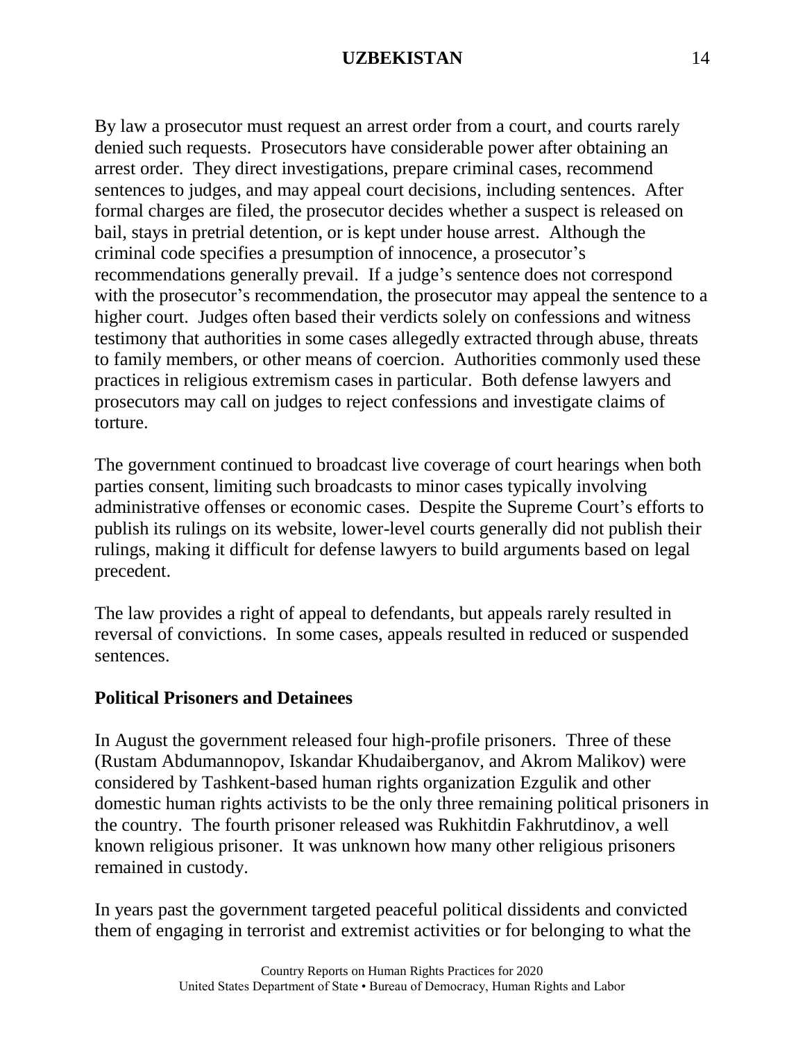By law a prosecutor must request an arrest order from a court, and courts rarely denied such requests. Prosecutors have considerable power after obtaining an arrest order. They direct investigations, prepare criminal cases, recommend sentences to judges, and may appeal court decisions, including sentences. After formal charges are filed, the prosecutor decides whether a suspect is released on bail, stays in pretrial detention, or is kept under house arrest. Although the criminal code specifies a presumption of innocence, a prosecutor's recommendations generally prevail. If a judge's sentence does not correspond with the prosecutor's recommendation, the prosecutor may appeal the sentence to a higher court. Judges often based their verdicts solely on confessions and witness testimony that authorities in some cases allegedly extracted through abuse, threats to family members, or other means of coercion. Authorities commonly used these practices in religious extremism cases in particular. Both defense lawyers and prosecutors may call on judges to reject confessions and investigate claims of torture.

The government continued to broadcast live coverage of court hearings when both parties consent, limiting such broadcasts to minor cases typically involving administrative offenses or economic cases. Despite the Supreme Court's efforts to publish its rulings on its website, lower-level courts generally did not publish their rulings, making it difficult for defense lawyers to build arguments based on legal precedent.

The law provides a right of appeal to defendants, but appeals rarely resulted in reversal of convictions. In some cases, appeals resulted in reduced or suspended sentences.

**Political Prisoners and Detainees**

In August the government released four high-profile prisoners. Three of these (Rustam Abdumannopov, Iskandar Khudaiberganov, and Akrom Malikov) were considered by Tashkent-based human rights organization Ezgulik and other domestic human rights activists to be the only three remaining political prisoners in the country. The fourth prisoner released was Rukhitdin Fakhrutdinov, a well known religious prisoner. It was unknown how many other religious prisoners remained in custody.

In years past the government targeted peaceful political dissidents and convicted them of engaging in terrorist and extremist activities or for belonging to what the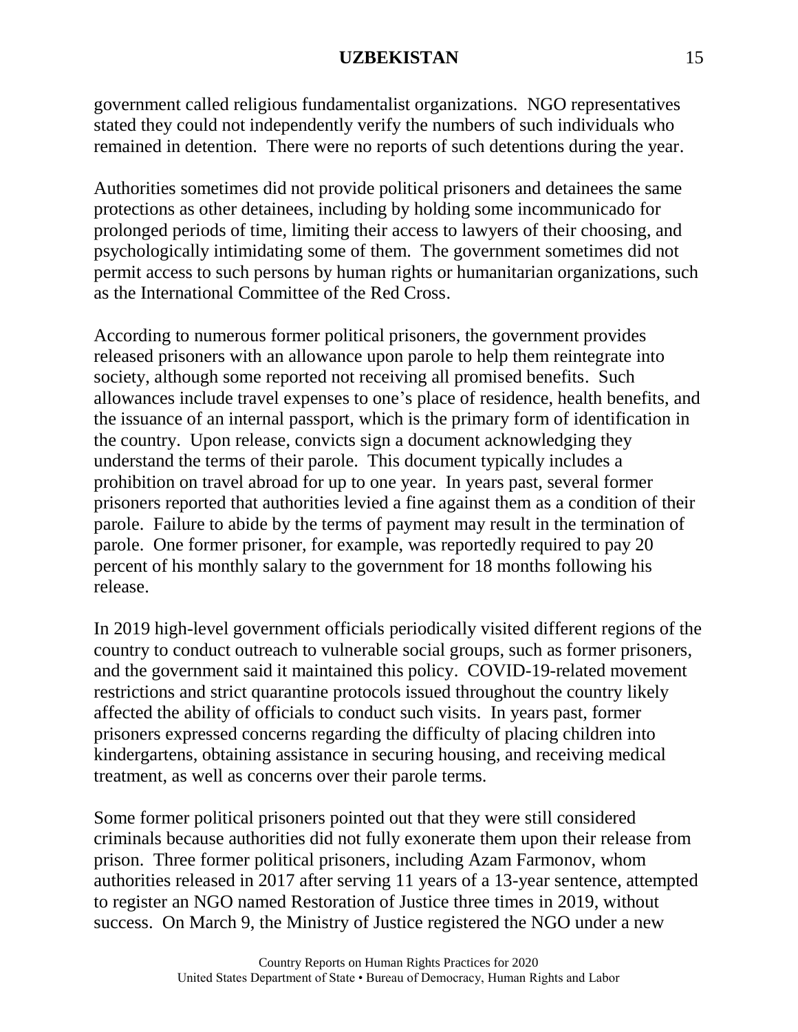government called religious fundamentalist organizations. NGO representatives stated they could not independently verify the numbers of such individuals who remained in detention. There were no reports of such detentions during the year.

Authorities sometimes did not provide political prisoners and detainees the same protections as other detainees, including by holding some incommunicado for prolonged periods of time, limiting their access to lawyers of their choosing, and psychologically intimidating some of them. The government sometimes did not permit access to such persons by human rights or humanitarian organizations, such as the International Committee of the Red Cross.

According to numerous former political prisoners, the government provides released prisoners with an allowance upon parole to help them reintegrate into society, although some reported not receiving all promised benefits. Such allowances include travel expenses to one's place of residence, health benefits, and the issuance of an internal passport, which is the primary form of identification in the country. Upon release, convicts sign a document acknowledging they understand the terms of their parole. This document typically includes a prohibition on travel abroad for up to one year. In years past, several former prisoners reported that authorities levied a fine against them as a condition of their parole. Failure to abide by the terms of payment may result in the termination of parole. One former prisoner, for example, was reportedly required to pay 20 percent of his monthly salary to the government for 18 months following his release.

In 2019 high-level government officials periodically visited different regions of the country to conduct outreach to vulnerable social groups, such as former prisoners, and the government said it maintained this policy. COVID-19-related movement restrictions and strict quarantine protocols issued throughout the country likely affected the ability of officials to conduct such visits. In years past, former prisoners expressed concerns regarding the difficulty of placing children into kindergartens, obtaining assistance in securing housing, and receiving medical treatment, as well as concerns over their parole terms.

Some former political prisoners pointed out that they were still considered criminals because authorities did not fully exonerate them upon their release from prison. Three former political prisoners, including Azam Farmonov, whom authorities released in 2017 after serving 11 years of a 13-year sentence, attempted to register an NGO named Restoration of Justice three times in 2019, without success. On March 9, the Ministry of Justice registered the NGO under a new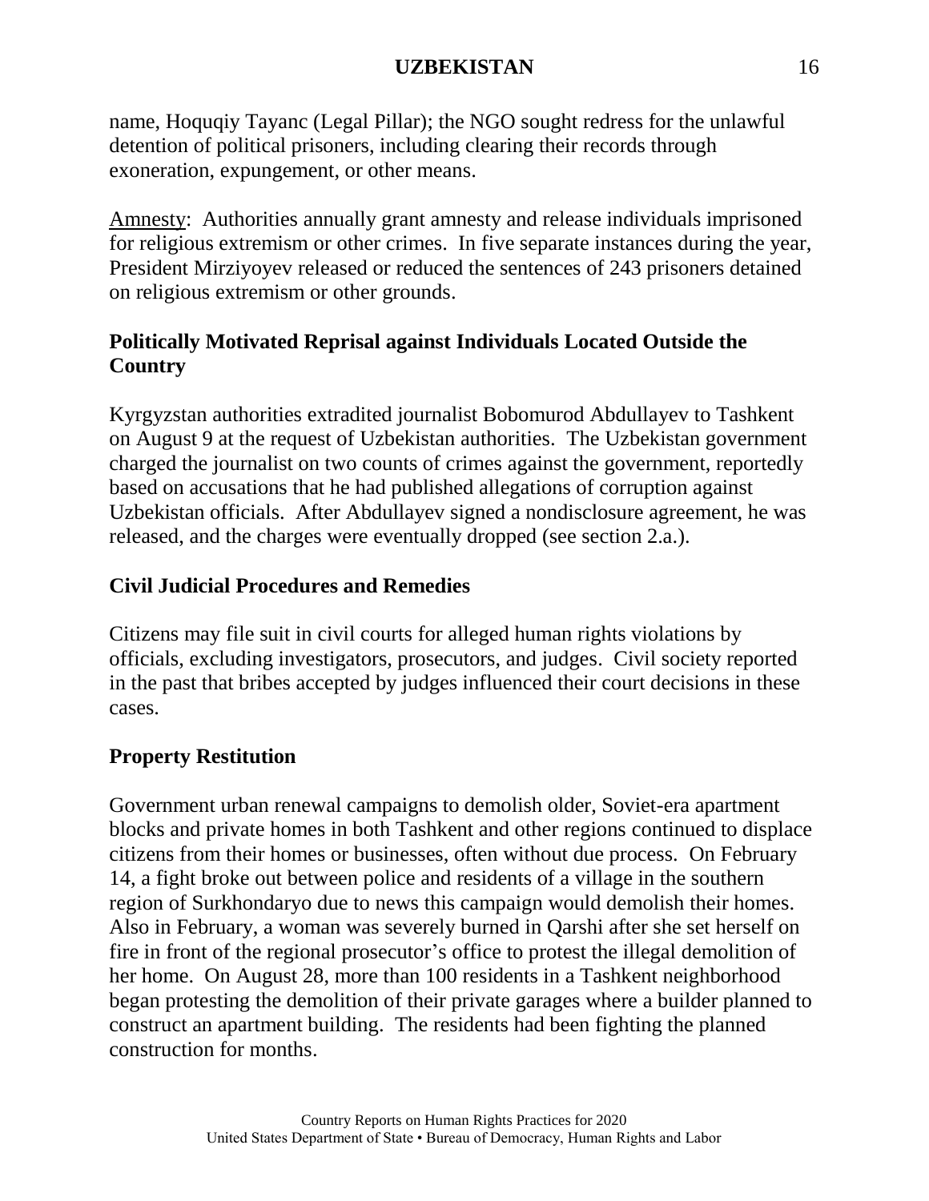name, Hoquqiy Tayanc (Legal Pillar); the NGO sought redress for the unlawful detention of political prisoners, including clearing their records through exoneration, expungement, or other means.

Amnesty: Authorities annually grant amnesty and release individuals imprisoned for religious extremism or other crimes. In five separate instances during the year, President Mirziyoyev released or reduced the sentences of 243 prisoners detained on religious extremism or other grounds.

### Politically Motivated Reprisal against Individuals Located Outside the Country

Kyrgyzstan authorities extradited journalist Bobomurod Abdullayev to Tashkent on August 9 at the request of Uzbekistan authorities. The Uzbekistan government charged the journalist on two counts of crimes against the government, reportedly based on accusations that he had published allegations of corruption against Uzbekistan officials. After Abdullayev signed a nondisclosure agreement, he was released, and the charges were eventually dropped (see section 2.a.).

### Civil Judicial Procedures and Remedies

Citizens may file suit in civil courts for alleged human rights violations by officials, excluding investigators, prosecutors, and judges. Civil society reported in the past that bribes accepted by judges influenced their court decisions in these cases.

### Property Restitution

Government urban renewal campaigns to demolish older, Soviet-era apartment blocks and private homes in both Tashkent and other regions continued to displace citizens from their homes or businesses, often without due process. On February 14, a fight broke out between police and residents of a village in the southern region of Surkhondaryo due to news this campaign would demolish their homes. Also in February, a woman was severely burned in Qarshi after she set herself on fire in front of the regional prosecutor's office to protest the illegal demolition of her home. On August 28, more than 100 residents in a Tashkent neighborhood began protesting the demolition of their private garages where a builder planned to construct an apartment building. The residents had been fighting the planned construction for months.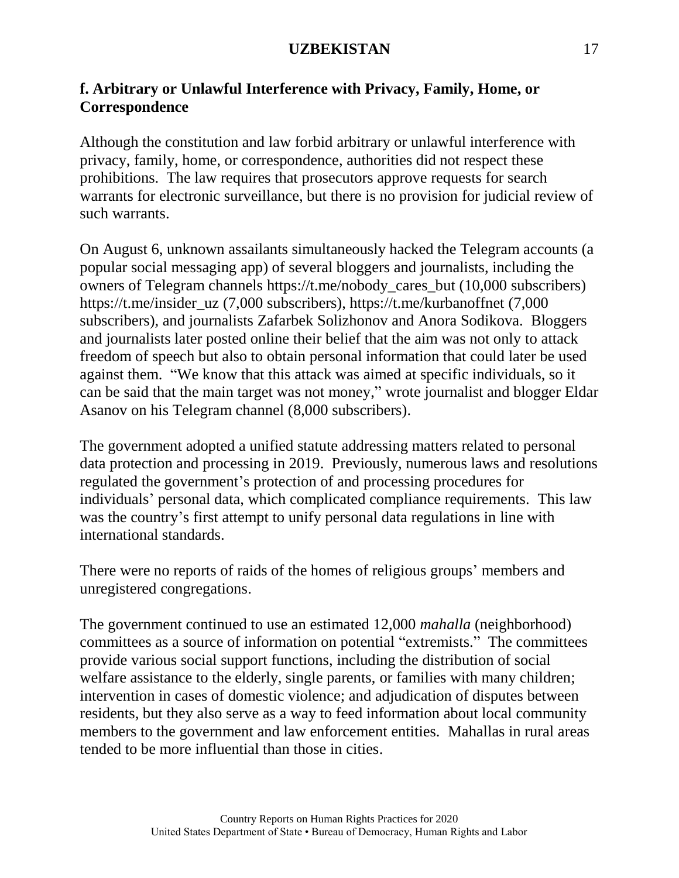### f. Arbitrary or Unlawful Interference with Privacy, Family, Home, or Correspondence

Although the constitution and law forbid arbitrary or unlawful interference with privacy, family, home, or correspondence, authorities did not respect these prohibitions. The law requires that prosecutors approve requests for search warrants for electronic surveillance, but there is no provision for judicial review of such warrants.

On August 6, unknown assailants simultaneously hacked the Telegram accounts (a popular social messaging app) of several bloggers and journalists, including the owners of Telegram channels https://t.me/nobody_cares_but (10,000 subscribers) https://t.me/insider_uz (7,000 subscribers), https://t.me/kurbanoffnet (7,000 subscribers), and journalists Zafarbek Solizhonov and Anora Sodikova. Bloggers and journalists later posted online their belief that the aim was not only to attack freedom of speech but also to obtain personal information that could later be used against them. "We know that this attack was aimed at specific individuals, so it can be said that the main target was not money," wrote journalist and blogger Eldar Asanov on his Telegram channel (8,000 subscribers).

The government adopted a unified statute addressing matters related to personal data protection and processing in 2019. Previously, numerous laws and resolutions regulated the government's protection of and processing procedures for individuals' personal data, which complicated compliance requirements. This law was the country's first attempt to unify personal data regulations in line with international standards.

There were no reports of raids of the homes of religious groups' members and unregistered congregations.

The government continued to use an estimated 12,000 *mahalla* (neighborhood) committees as a source of information on potential "extremists." The committees provide various social support functions, including the distribution of social welfare assistance to the elderly, single parents, or families with many children; intervention in cases of domestic violence; and adjudication of disputes between residents, but they also serve as a way to feed information about local community members to the government and law enforcement entities. Mahallas in rural areas tended to be more influential than those in cities.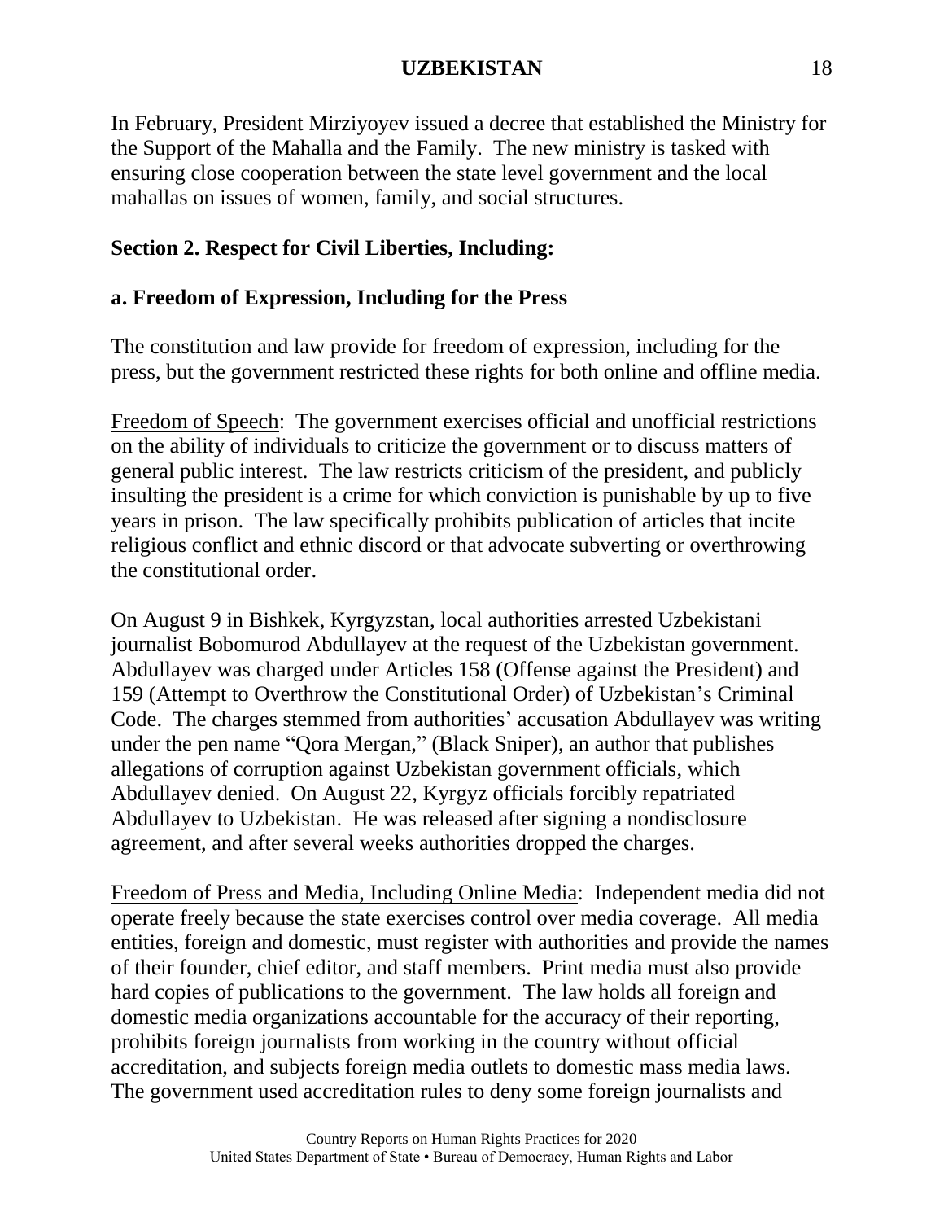In February, President Mirziyoyev issued a decree that established the Ministry for the Support of the Mahalla and the Family. The new ministry is tasked with ensuring close cooperation between the state level government and the local mahallas on issues of women, family, and social structures.

## Section 2. Respect for Civil Liberties, Including:

### a. Freedom of Expression, Including for the Press

The constitution and law provide for freedom of expression, including for the press, but the government restricted these rights for both online and offline media.

Freedom of Speech: The government exercises official and unofficial restrictions on the ability of individuals to criticize the government or to discuss matters of general public interest. The law restricts criticism of the president, and publicly insulting the president is a crime for which conviction is punishable by up to five years in prison. The law specifically prohibits publication of articles that incite religious conflict and ethnic discord or that advocate subverting or overthrowing the constitutional order.

On August 9 in Bishkek, Kyrgyzstan, local authorities arrested Uzbekistani journalist Bobomurod Abdullayev at the request of the Uzbekistan government. Abdullayev was charged under Articles 158 (Offense against the President) and 159 (Attempt to Overthrow the Constitutional Order) of Uzbekistan's Criminal Code. The charges stemmed from authorities' accusation Abdullayev was writing under the pen name "Qora Mergan," (Black Sniper), an author that publishes allegations of corruption against Uzbekistan government officials, which Abdullayev denied. On August 22, Kyrgyz officials forcibly repatriated Abdullayev to Uzbekistan. He was released after signing a nondisclosure agreement, and after several weeks authorities dropped the charges.

Freedom of Press and Media, Including Online Media: Independent media did not operate freely because the state exercises control over media coverage. All media entities, foreign and domestic, must register with authorities and provide the names of their founder, chief editor, and staff members. Print media must also provide hard copies of publications to the government. The law holds all foreign and domestic media organizations accountable for the accuracy of their reporting, prohibits foreign journalists from working in the country without official accreditation, and subjects foreign media outlets to domestic mass media laws. The government used accreditation rules to deny some foreign journalists and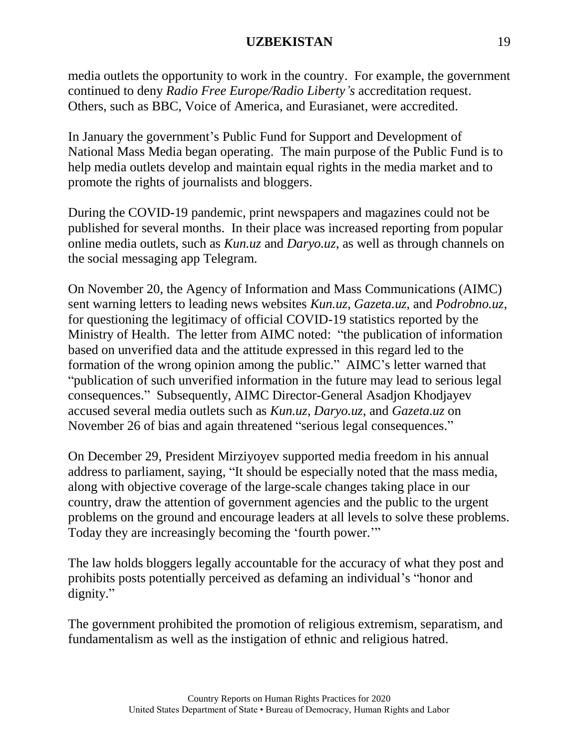media outlets the opportunity to work in the country. For example, the government continued to deny *Radio Free Europe/Radio Liberty's* accreditation request. Others, such as BBC, Voice of America, and Eurasianet, were accredited.

In January the government's Public Fund for Support and Development of National Mass Media began operating. The main purpose of the Public Fund is to help media outlets develop and maintain equal rights in the media market and to promote the rights of journalists and bloggers.

During the COVID-19 pandemic, print newspapers and magazines could not be published for several months. In their place was increased reporting from popular online media outlets, such as *Kun.uz* and *Daryo.uz*, as well as through channels on the social messaging app Telegram.

On November 20, the Agency of Information and Mass Communications (AIMC) sent warning letters to leading news websites *Kun.uz*, *Gazeta.uz*, and *Podrobno.uz*, for questioning the legitimacy of official COVID-19 statistics reported by the Ministry of Health. The letter from AIMC noted: "the publication of information based on unverified data and the attitude expressed in this regard led to the formation of the wrong opinion among the public." AIMC's letter warned that "publication of such unverified information in the future may lead to serious legal consequences." Subsequently, AIMC Director-General Asadjon Khodjayev accused several media outlets such as *Kun.uz*, *Daryo.uz*, and *Gazeta.uz* on November 26 of bias and again threatened "serious legal consequences."

On December 29, President Mirziyoyev supported media freedom in his annual address to parliament, saying, "It should be especially noted that the mass media, along with objective coverage of the large-scale changes taking place in our country, draw the attention of government agencies and the public to the urgent problems on the ground and encourage leaders at all levels to solve these problems. Today they are increasingly becoming the 'fourth power.'"

The law holds bloggers legally accountable for the accuracy of what they post and prohibits posts potentially perceived as defaming an individual's "honor and dignity."

The government prohibited the promotion of religious extremism, separatism, and fundamentalism as well as the instigation of ethnic and religious hatred.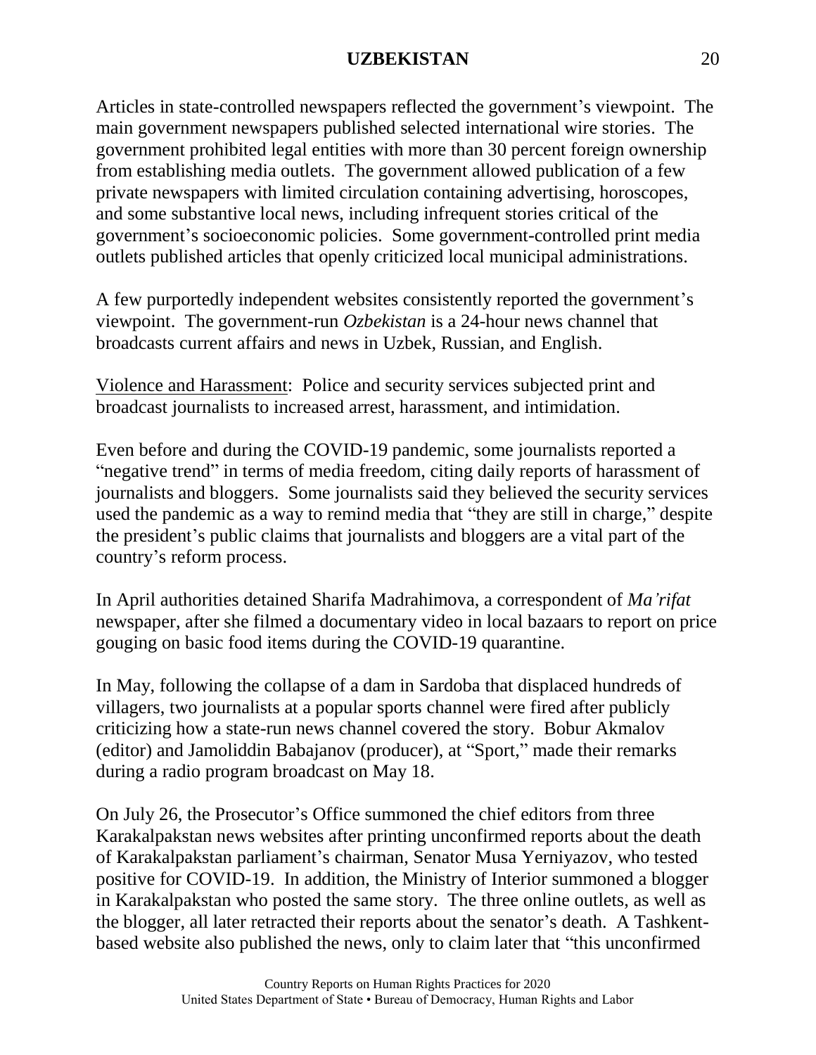Articles in state-controlled newspapers reflected the government's viewpoint. The main government newspapers published selected international wire stories. The government prohibited legal entities with more than 30 percent foreign ownership from establishing media outlets. The government allowed publication of a few private newspapers with limited circulation containing advertising, horoscopes, and some substantive local news, including infrequent stories critical of the government's socioeconomic policies. Some government-controlled print media outlets published articles that openly criticized local municipal administrations.

A few purportedly independent websites consistently reported the government's viewpoint. The government-run *Ozbekistan* is a 24-hour news channel that broadcasts current affairs and news in Uzbek, Russian, and English.

<u>Violence and Harassment</u>: Police and security services subjected print and broadcast journalists to increased arrest, harassment, and intimidation.

Even before and during the COVID-19 pandemic, some journalists reported a "negative trend" in terms of media freedom, citing daily reports of harassment of journalists and bloggers. Some journalists said they believed the security services used the pandemic as a way to remind media that "they are still in charge," despite the president's public claims that journalists and bloggers are a vital part of the country's reform process.

In April authorities detained Sharifa Madrahimova, a correspondent of *Ma'rifat* newspaper, after she filmed a documentary video in local bazaars to report on price gouging on basic food items during the COVID-19 quarantine.

In May, following the collapse of a dam in Sardoba that displaced hundreds of villagers, two journalists at a popular sports channel were fired after publicly criticizing how a state-run news channel covered the story. Bobur Akmalov (editor) and Jamoliddin Babajanov (producer), at "Sport," made their remarks during a radio program broadcast on May 18.

On July 26, the Prosecutor's Office summoned the chief editors from three Karakalpakstan news websites after printing unconfirmed reports about the death of Karakalpakstan parliament's chairman, Senator Musa Yerniyazov, who tested positive for COVID-19. In addition, the Ministry of Interior summoned a blogger in Karakalpakstan who posted the same story. The three online outlets, as well as the blogger, all later retracted their reports about the senator's death. A Tashkent-based website also published the news, only to claim later that "this unconfirmed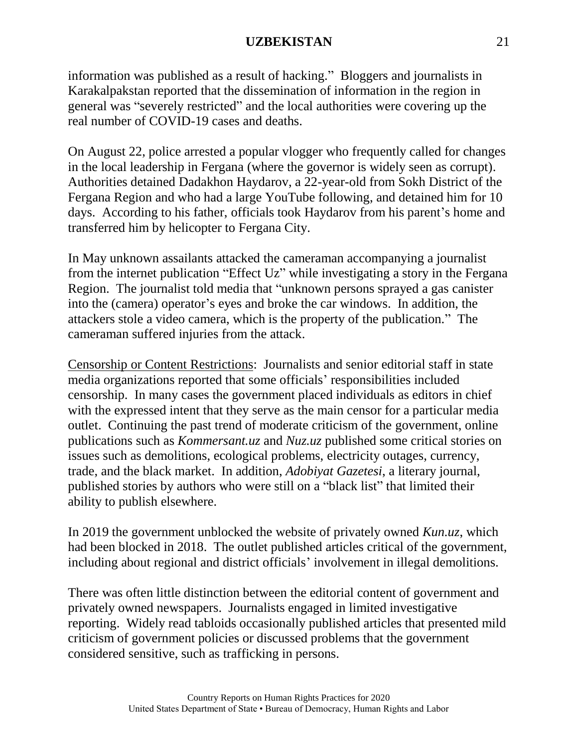information was published as a result of hacking." Bloggers and journalists in Karakalpakstan reported that the dissemination of information in the region in general was "severely restricted" and the local authorities were covering up the real number of COVID-19 cases and deaths.

On August 22, police arrested a popular vlogger who frequently called for changes in the local leadership in Fergana (where the governor is widely seen as corrupt). Authorities detained Dadakhon Haydarov, a 22-year-old from Sokh District of the Fergana Region and who had a large YouTube following, and detained him for 10 days. According to his father, officials took Haydarov from his parent's home and transferred him by helicopter to Fergana City.

In May unknown assailants attacked the cameraman accompanying a journalist from the internet publication "Effect Uz" while investigating a story in the Fergana Region. The journalist told media that "unknown persons sprayed a gas canister into the (camera) operator's eyes and broke the car windows. In addition, the attackers stole a video camera, which is the property of the publication." The cameraman suffered injuries from the attack.

<u>Censorship or Content Restrictions</u>: Journalists and senior editorial staff in state media organizations reported that some officials' responsibilities included censorship. In many cases the government placed individuals as editors in chief with the expressed intent that they serve as the main censor for a particular media outlet. Continuing the past trend of moderate criticism of the government, online publications such as *Kommersant.uz* and *Nuz.uz* published some critical stories on issues such as demolitions, ecological problems, electricity outages, currency, trade, and the black market. In addition, *Adobiyat Gazetesi*, a literary journal, published stories by authors who were still on a "black list" that limited their ability to publish elsewhere.

In 2019 the government unblocked the website of privately owned *Kun.uz*, which had been blocked in 2018. The outlet published articles critical of the government, including about regional and district officials' involvement in illegal demolitions.

There was often little distinction between the editorial content of government and privately owned newspapers. Journalists engaged in limited investigative reporting. Widely read tabloids occasionally published articles that presented mild criticism of government policies or discussed problems that the government considered sensitive, such as trafficking in persons.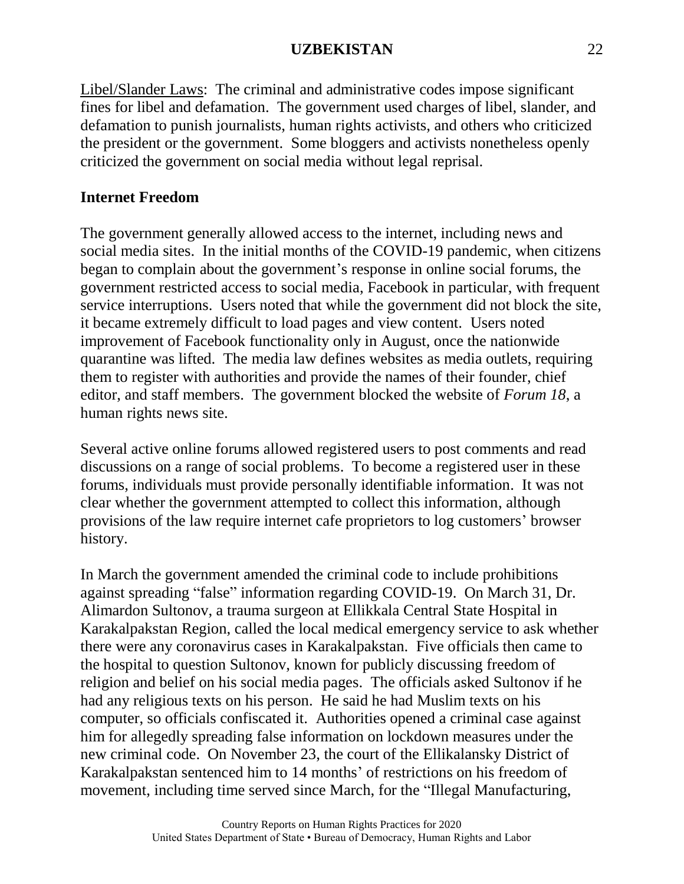Libel/Slander Laws: The criminal and administrative codes impose significant fines for libel and defamation. The government used charges of libel, slander, and defamation to punish journalists, human rights activists, and others who criticized the president or the government. Some bloggers and activists nonetheless openly criticized the government on social media without legal reprisal.

**Internet Freedom**

The government generally allowed access to the internet, including news and social media sites. In the initial months of the COVID-19 pandemic, when citizens began to complain about the government's response in online social forums, the government restricted access to social media, Facebook in particular, with frequent service interruptions. Users noted that while the government did not block the site, it became extremely difficult to load pages and view content. Users noted improvement of Facebook functionality only in August, once the nationwide quarantine was lifted. The media law defines websites as media outlets, requiring them to register with authorities and provide the names of their founder, chief editor, and staff members. The government blocked the website of *Forum 18*, a human rights news site.

Several active online forums allowed registered users to post comments and read discussions on a range of social problems. To become a registered user in these forums, individuals must provide personally identifiable information. It was not clear whether the government attempted to collect this information, although provisions of the law require internet cafe proprietors to log customers' browser history.

In March the government amended the criminal code to include prohibitions against spreading "false" information regarding COVID-19. On March 31, Dr. Alimardon Sultonov, a trauma surgeon at Ellikkala Central State Hospital in Karakalpakstan Region, called the local medical emergency service to ask whether there were any coronavirus cases in Karakalpakstan. Five officials then came to the hospital to question Sultonov, known for publicly discussing freedom of religion and belief on his social media pages. The officials asked Sultonov if he had any religious texts on his person. He said he had Muslim texts on his computer, so officials confiscated it. Authorities opened a criminal case against him for allegedly spreading false information on lockdown measures under the new criminal code. On November 23, the court of the Ellikalansky District of Karakalpakstan sentenced him to 14 months' of restrictions on his freedom of movement, including time served since March, for the "Illegal Manufacturing,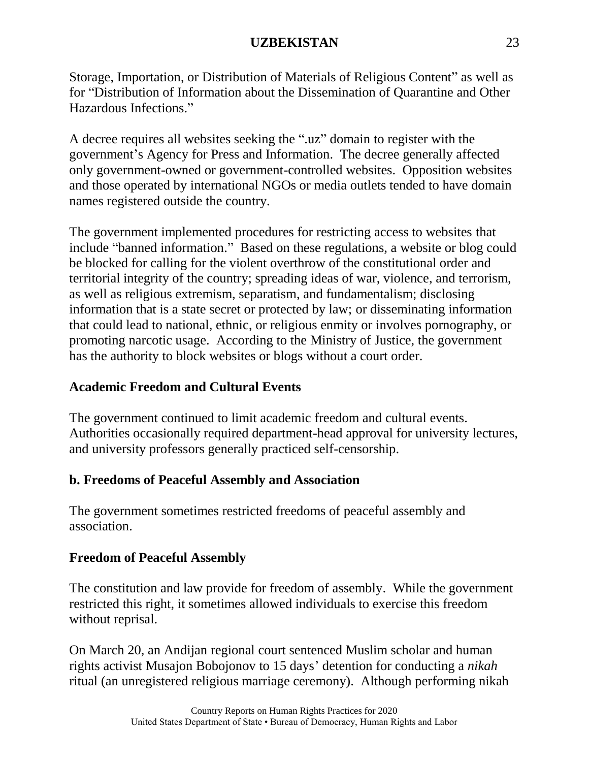Storage, Importation, or Distribution of Materials of Religious Content" as well as for "Distribution of Information about the Dissemination of Quarantine and Other Hazardous Infections."

A decree requires all websites seeking the ".uz" domain to register with the government's Agency for Press and Information. The decree generally affected only government-owned or government-controlled websites. Opposition websites and those operated by international NGOs or media outlets tended to have domain names registered outside the country.

The government implemented procedures for restricting access to websites that include "banned information." Based on these regulations, a website or blog could be blocked for calling for the violent overthrow of the constitutional order and territorial integrity of the country; spreading ideas of war, violence, and terrorism, as well as religious extremism, separatism, and fundamentalism; disclosing information that is a state secret or protected by law; or disseminating information that could lead to national, ethnic, or religious enmity or involves pornography, or promoting narcotic usage. According to the Ministry of Justice, the government has the authority to block websites or blogs without a court order.

### Academic Freedom and Cultural Events

The government continued to limit academic freedom and cultural events. Authorities occasionally required department-head approval for university lectures, and university professors generally practiced self-censorship.

## b. Freedoms of Peaceful Assembly and Association

The government sometimes restricted freedoms of peaceful assembly and association.

### Freedom of Peaceful Assembly

The constitution and law provide for freedom of assembly. While the government restricted this right, it sometimes allowed individuals to exercise this freedom without reprisal.

On March 20, an Andijan regional court sentenced Muslim scholar and human rights activist Musajon Bobojonov to 15 days' detention for conducting a *nikah* ritual (an unregistered religious marriage ceremony). Although performing nikah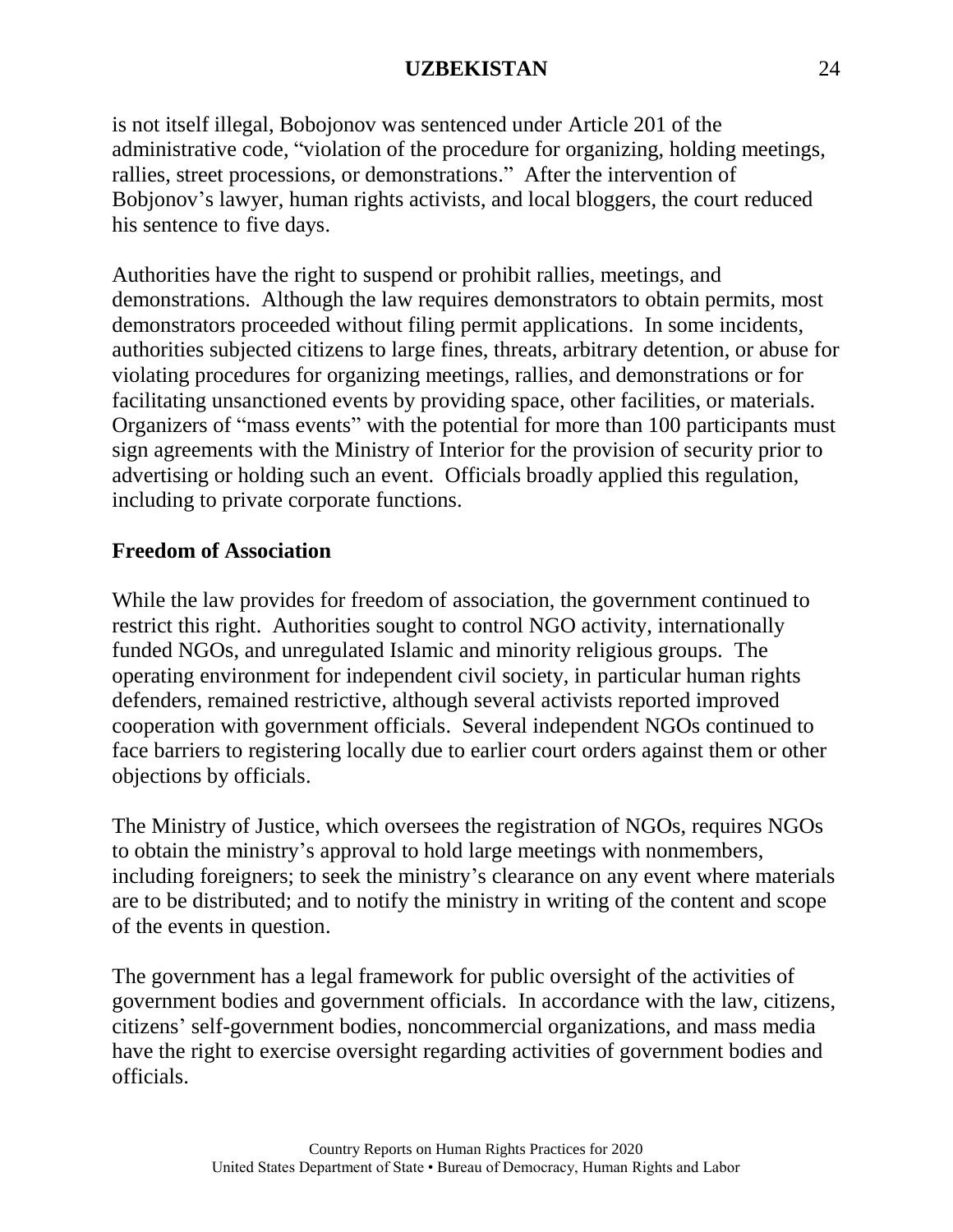is not itself illegal, Bobojonov was sentenced under Article 201 of the administrative code, "violation of the procedure for organizing, holding meetings, rallies, street processions, or demonstrations." After the intervention of Bobjonov's lawyer, human rights activists, and local bloggers, the court reduced his sentence to five days.

Authorities have the right to suspend or prohibit rallies, meetings, and demonstrations. Although the law requires demonstrators to obtain permits, most demonstrators proceeded without filing permit applications. In some incidents, authorities subjected citizens to large fines, threats, arbitrary detention, or abuse for violating procedures for organizing meetings, rallies, and demonstrations or for facilitating unsanctioned events by providing space, other facilities, or materials. Organizers of "mass events" with the potential for more than 100 participants must sign agreements with the Ministry of Interior for the provision of security prior to advertising or holding such an event. Officials broadly applied this regulation, including to private corporate functions.

**Freedom of Association**

While the law provides for freedom of association, the government continued to restrict this right. Authorities sought to control NGO activity, internationally funded NGOs, and unregulated Islamic and minority religious groups. The operating environment for independent civil society, in particular human rights defenders, remained restrictive, although several activists reported improved cooperation with government officials. Several independent NGOs continued to face barriers to registering locally due to earlier court orders against them or other objections by officials.

The Ministry of Justice, which oversees the registration of NGOs, requires NGOs to obtain the ministry's approval to hold large meetings with nonmembers, including foreigners; to seek the ministry's clearance on any event where materials are to be distributed; and to notify the ministry in writing of the content and scope of the events in question.

The government has a legal framework for public oversight of the activities of government bodies and government officials. In accordance with the law, citizens, citizens' self-government bodies, noncommercial organizations, and mass media have the right to exercise oversight regarding activities of government bodies and officials.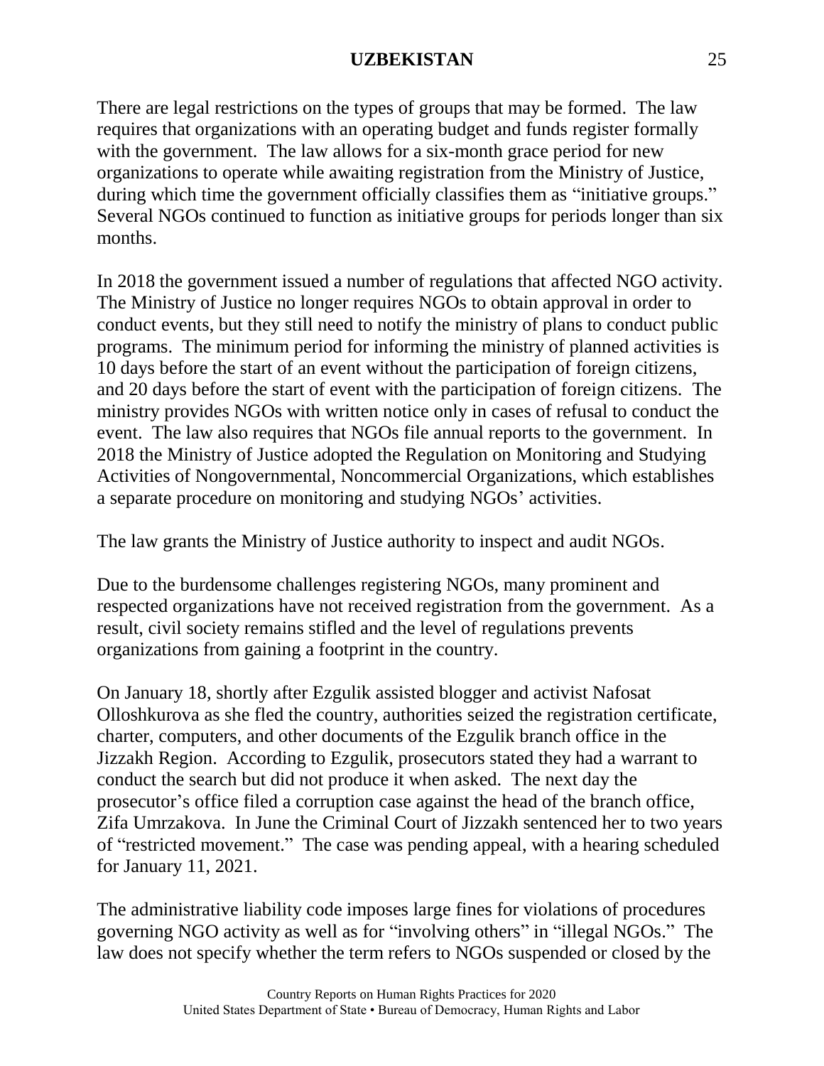There are legal restrictions on the types of groups that may be formed. The law requires that organizations with an operating budget and funds register formally with the government. The law allows for a six-month grace period for new organizations to operate while awaiting registration from the Ministry of Justice, during which time the government officially classifies them as "initiative groups." Several NGOs continued to function as initiative groups for periods longer than six months.

In 2018 the government issued a number of regulations that affected NGO activity. The Ministry of Justice no longer requires NGOs to obtain approval in order to conduct events, but they still need to notify the ministry of plans to conduct public programs. The minimum period for informing the ministry of planned activities is 10 days before the start of an event without the participation of foreign citizens, and 20 days before the start of event with the participation of foreign citizens. The ministry provides NGOs with written notice only in cases of refusal to conduct the event. The law also requires that NGOs file annual reports to the government. In 2018 the Ministry of Justice adopted the Regulation on Monitoring and Studying Activities of Nongovernmental, Noncommercial Organizations, which establishes a separate procedure on monitoring and studying NGOs' activities.

The law grants the Ministry of Justice authority to inspect and audit NGOs.

Due to the burdensome challenges registering NGOs, many prominent and respected organizations have not received registration from the government. As a result, civil society remains stifled and the level of regulations prevents organizations from gaining a footprint in the country.

On January 18, shortly after Ezgulik assisted blogger and activist Nafosat Olloshkurova as she fled the country, authorities seized the registration certificate, charter, computers, and other documents of the Ezgulik branch office in the Jizzakh Region. According to Ezgulik, prosecutors stated they had a warrant to conduct the search but did not produce it when asked. The next day the prosecutor's office filed a corruption case against the head of the branch office, Zifa Umrzakova. In June the Criminal Court of Jizzakh sentenced her to two years of "restricted movement." The case was pending appeal, with a hearing scheduled for January 11, 2021.

The administrative liability code imposes large fines for violations of procedures governing NGO activity as well as for "involving others" in "illegal NGOs." The law does not specify whether the term refers to NGOs suspended or closed by the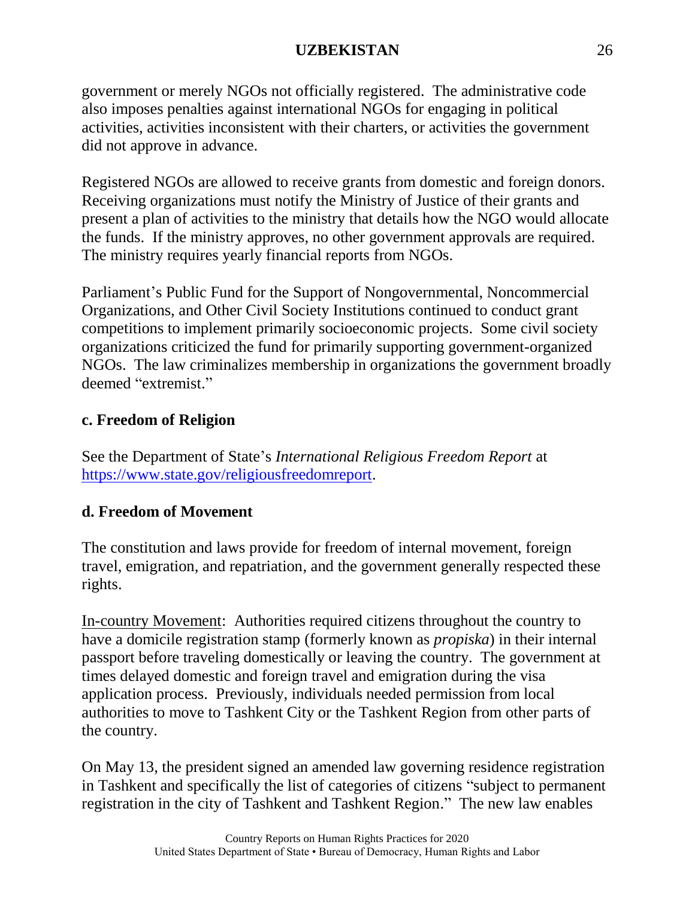government or merely NGOs not officially registered. The administrative code also imposes penalties against international NGOs for engaging in political activities, activities inconsistent with their charters, or activities the government did not approve in advance.

Registered NGOs are allowed to receive grants from domestic and foreign donors. Receiving organizations must notify the Ministry of Justice of their grants and present a plan of activities to the ministry that details how the NGO would allocate the funds. If the ministry approves, no other government approvals are required. The ministry requires yearly financial reports from NGOs.

Parliament's Public Fund for the Support of Nongovernmental, Noncommercial Organizations, and Other Civil Society Institutions continued to conduct grant competitions to implement primarily socioeconomic projects. Some civil society organizations criticized the fund for primarily supporting government-organized NGOs. The law criminalizes membership in organizations the government broadly deemed "extremist."

### c. Freedom of Religion

See the Department of State's *International Religious Freedom Report* at https://www.state.gov/religiousfreedomreport.

### d. Freedom of Movement

The constitution and laws provide for freedom of internal movement, foreign travel, emigration, and repatriation, and the government generally respected these rights.

In-country Movement: Authorities required citizens throughout the country to have a domicile registration stamp (formerly known as *propiska*) in their internal passport before traveling domestically or leaving the country. The government at times delayed domestic and foreign travel and emigration during the visa application process. Previously, individuals needed permission from local authorities to move to Tashkent City or the Tashkent Region from other parts of the country.

On May 13, the president signed an amended law governing residence registration in Tashkent and specifically the list of categories of citizens "subject to permanent registration in the city of Tashkent and Tashkent Region." The new law enables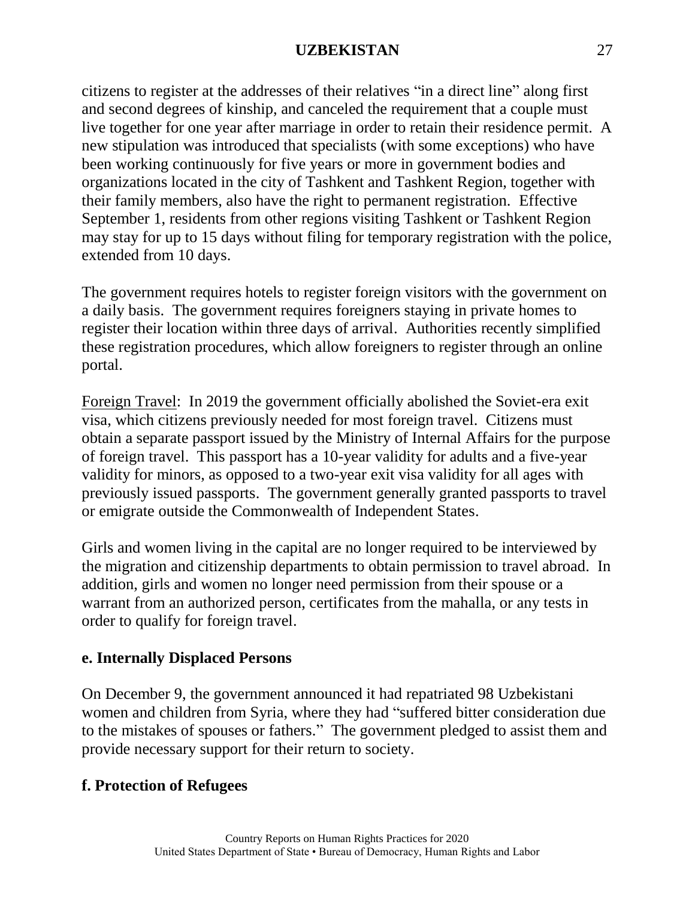citizens to register at the addresses of their relatives "in a direct line" along first and second degrees of kinship, and canceled the requirement that a couple must live together for one year after marriage in order to retain their residence permit. A new stipulation was introduced that specialists (with some exceptions) who have been working continuously for five years or more in government bodies and organizations located in the city of Tashkent and Tashkent Region, together with their family members, also have the right to permanent registration. Effective September 1, residents from other regions visiting Tashkent or Tashkent Region may stay for up to 15 days without filing for temporary registration with the police, extended from 10 days.

The government requires hotels to register foreign visitors with the government on a daily basis. The government requires foreigners staying in private homes to register their location within three days of arrival. Authorities recently simplified these registration procedures, which allow foreigners to register through an online portal.

Foreign Travel: In 2019 the government officially abolished the Soviet-era exit visa, which citizens previously needed for most foreign travel. Citizens must obtain a separate passport issued by the Ministry of Internal Affairs for the purpose of foreign travel. This passport has a 10-year validity for adults and a five-year validity for minors, as opposed to a two-year exit visa validity for all ages with previously issued passports. The government generally granted passports to travel or emigrate outside the Commonwealth of Independent States.

Girls and women living in the capital are no longer required to be interviewed by the migration and citizenship departments to obtain permission to travel abroad. In addition, girls and women no longer need permission from their spouse or a warrant from an authorized person, certificates from the mahalla, or any tests in order to qualify for foreign travel.

## e. Internally Displaced Persons

On December 9, the government announced it had repatriated 98 Uzbekistani women and children from Syria, where they had "suffered bitter consideration due to the mistakes of spouses or fathers." The government pledged to assist them and provide necessary support for their return to society.

## f. Protection of Refugees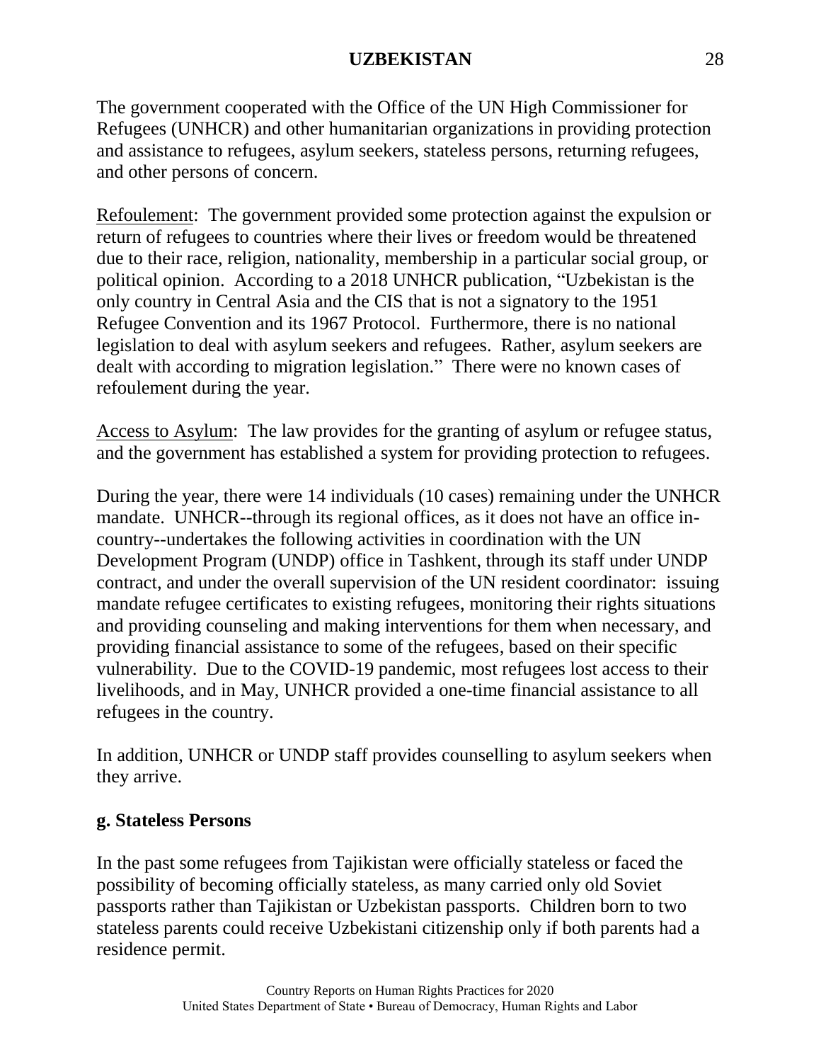The government cooperated with the Office of the UN High Commissioner for Refugees (UNHCR) and other humanitarian organizations in providing protection and assistance to refugees, asylum seekers, stateless persons, returning refugees, and other persons of concern.

Refoulement: The government provided some protection against the expulsion or return of refugees to countries where their lives or freedom would be threatened due to their race, religion, nationality, membership in a particular social group, or political opinion. According to a 2018 UNHCR publication, "Uzbekistan is the only country in Central Asia and the CIS that is not a signatory to the 1951 Refugee Convention and its 1967 Protocol. Furthermore, there is no national legislation to deal with asylum seekers and refugees. Rather, asylum seekers are dealt with according to migration legislation." There were no known cases of refoulement during the year.

Access to Asylum: The law provides for the granting of asylum or refugee status, and the government has established a system for providing protection to refugees.

During the year, there were 14 individuals (10 cases) remaining under the UNHCR mandate. UNHCR--through its regional offices, as it does not have an office in-country--undertakes the following activities in coordination with the UN Development Program (UNDP) office in Tashkent, through its staff under UNDP contract, and under the overall supervision of the UN resident coordinator: issuing mandate refugee certificates to existing refugees, monitoring their rights situations and providing counseling and making interventions for them when necessary, and providing financial assistance to some of the refugees, based on their specific vulnerability. Due to the COVID-19 pandemic, most refugees lost access to their livelihoods, and in May, UNHCR provided a one-time financial assistance to all refugees in the country.

In addition, UNHCR or UNDP staff provides counselling to asylum seekers when they arrive.

**g. Stateless Persons**

In the past some refugees from Tajikistan were officially stateless or faced the possibility of becoming officially stateless, as many carried only old Soviet passports rather than Tajikistan or Uzbekistan passports. Children born to two stateless parents could receive Uzbekistani citizenship only if both parents had a residence permit.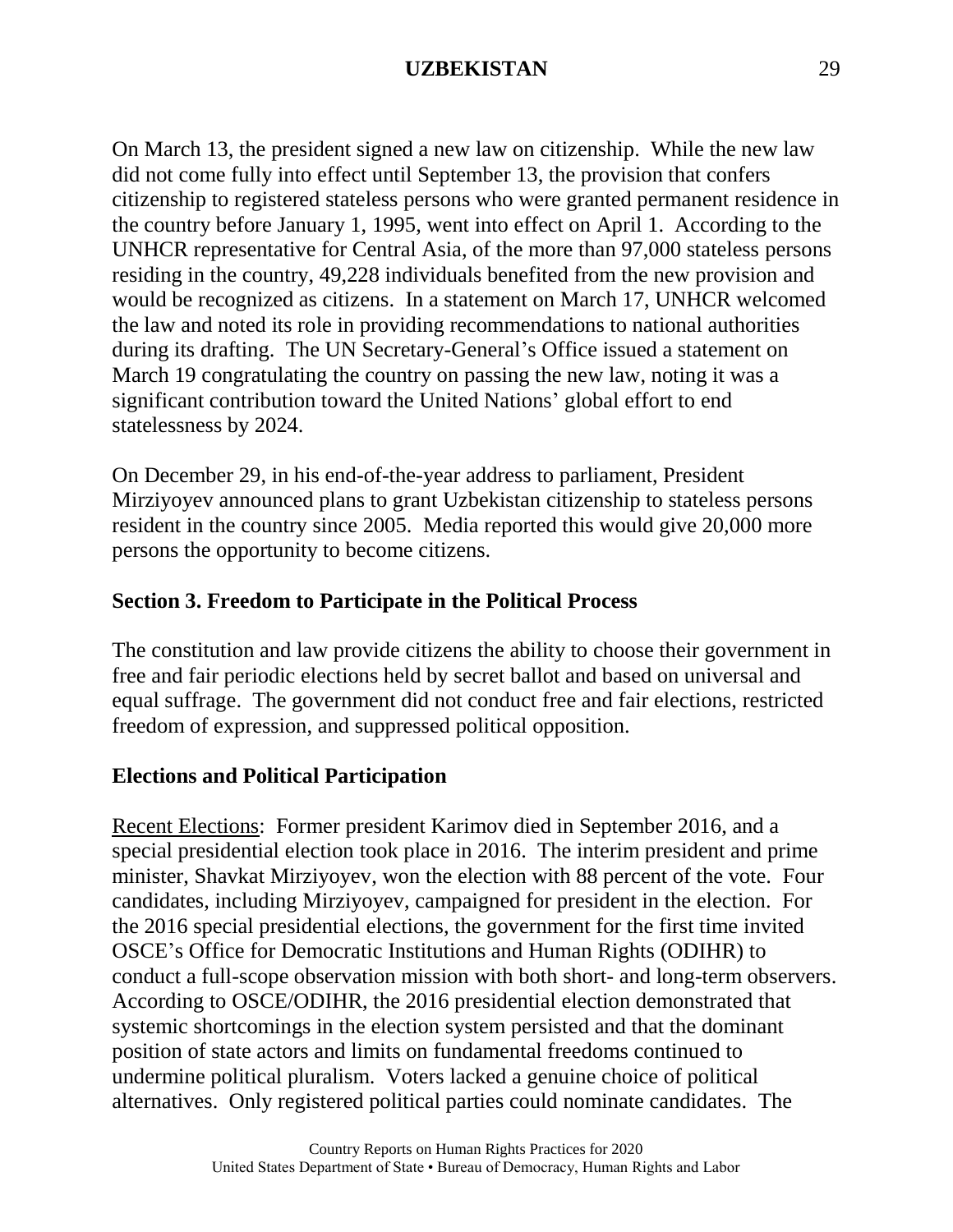On March 13, the president signed a new law on citizenship. While the new law did not come fully into effect until September 13, the provision that confers citizenship to registered stateless persons who were granted permanent residence in the country before January 1, 1995, went into effect on April 1. According to the UNHCR representative for Central Asia, of the more than 97,000 stateless persons residing in the country, 49,228 individuals benefited from the new provision and would be recognized as citizens. In a statement on March 17, UNHCR welcomed the law and noted its role in providing recommendations to national authorities during its drafting. The UN Secretary-General's Office issued a statement on March 19 congratulating the country on passing the new law, noting it was a significant contribution toward the United Nations' global effort to end statelessness by 2024.

On December 29, in his end-of-the-year address to parliament, President Mirziyoyev announced plans to grant Uzbekistan citizenship to stateless persons resident in the country since 2005. Media reported this would give 20,000 more persons the opportunity to become citizens.

## Section 3. Freedom to Participate in the Political Process

The constitution and law provide citizens the ability to choose their government in free and fair periodic elections held by secret ballot and based on universal and equal suffrage. The government did not conduct free and fair elections, restricted freedom of expression, and suppressed political opposition.

### Elections and Political Participation

Recent Elections: Former president Karimov died in September 2016, and a special presidential election took place in 2016. The interim president and prime minister, Shavkat Mirziyoyev, won the election with 88 percent of the vote. Four candidates, including Mirziyoyev, campaigned for president in the election. For the 2016 special presidential elections, the government for the first time invited OSCE's Office for Democratic Institutions and Human Rights (ODIHR) to conduct a full-scope observation mission with both short- and long-term observers. According to OSCE/ODIHR, the 2016 presidential election demonstrated that systemic shortcomings in the election system persisted and that the dominant position of state actors and limits on fundamental freedoms continued to undermine political pluralism. Voters lacked a genuine choice of political alternatives. Only registered political parties could nominate candidates. The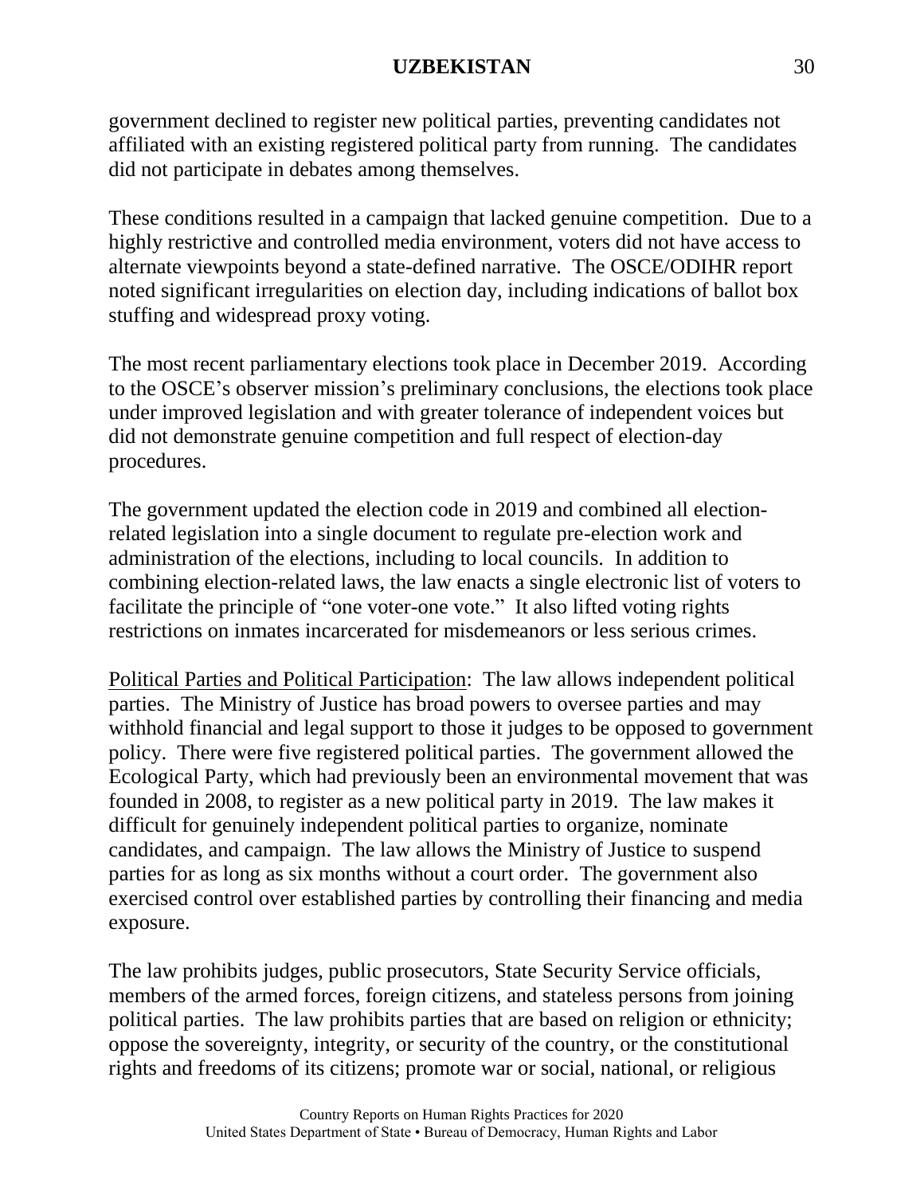government declined to register new political parties, preventing candidates not affiliated with an existing registered political party from running. The candidates did not participate in debates among themselves.

These conditions resulted in a campaign that lacked genuine competition. Due to a highly restrictive and controlled media environment, voters did not have access to alternate viewpoints beyond a state-defined narrative. The OSCE/ODIHR report noted significant irregularities on election day, including indications of ballot box stuffing and widespread proxy voting.

The most recent parliamentary elections took place in December 2019. According to the OSCE's observer mission's preliminary conclusions, the elections took place under improved legislation and with greater tolerance of independent voices but did not demonstrate genuine competition and full respect of election-day procedures.

The government updated the election code in 2019 and combined all election-related legislation into a single document to regulate pre-election work and administration of the elections, including to local councils. In addition to combining election-related laws, the law enacts a single electronic list of voters to facilitate the principle of "one voter-one vote." It also lifted voting rights restrictions on inmates incarcerated for misdemeanors or less serious crimes.

Political Parties and Political Participation: The law allows independent political parties. The Ministry of Justice has broad powers to oversee parties and may withhold financial and legal support to those it judges to be opposed to government policy. There were five registered political parties. The government allowed the Ecological Party, which had previously been an environmental movement that was founded in 2008, to register as a new political party in 2019. The law makes it difficult for genuinely independent political parties to organize, nominate candidates, and campaign. The law allows the Ministry of Justice to suspend parties for as long as six months without a court order. The government also exercised control over established parties by controlling their financing and media exposure.

The law prohibits judges, public prosecutors, State Security Service officials, members of the armed forces, foreign citizens, and stateless persons from joining political parties. The law prohibits parties that are based on religion or ethnicity; oppose the sovereignty, integrity, or security of the country, or the constitutional rights and freedoms of its citizens; promote war or social, national, or religious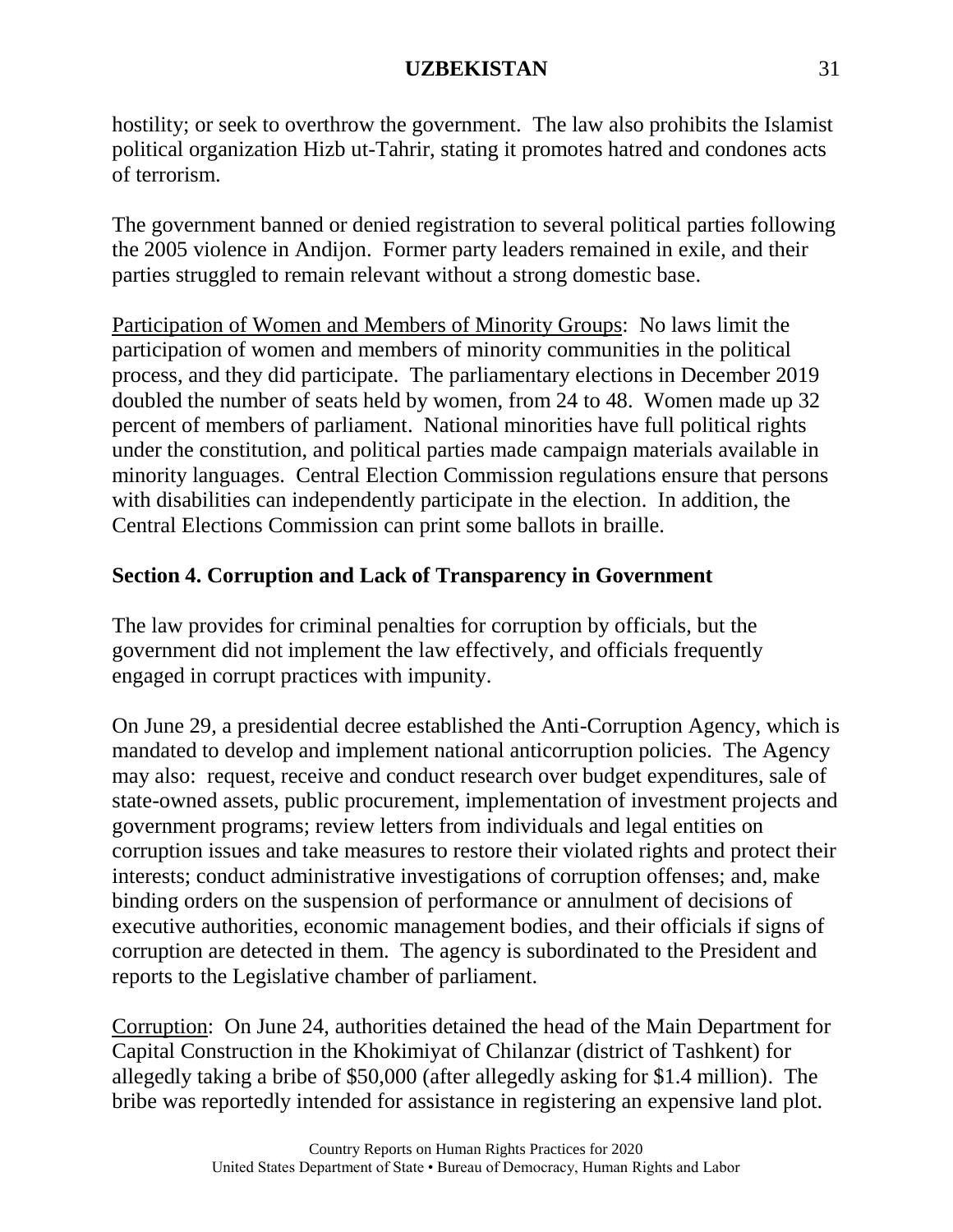hostility; or seek to overthrow the government. The law also prohibits the Islamist political organization Hizb ut-Tahrir, stating it promotes hatred and condones acts of terrorism.

The government banned or denied registration to several political parties following the 2005 violence in Andijon. Former party leaders remained in exile, and their parties struggled to remain relevant without a strong domestic base.

Participation of Women and Members of Minority Groups: No laws limit the participation of women and members of minority communities in the political process, and they did participate. The parliamentary elections in December 2019 doubled the number of seats held by women, from 24 to 48. Women made up 32 percent of members of parliament. National minorities have full political rights under the constitution, and political parties made campaign materials available in minority languages. Central Election Commission regulations ensure that persons with disabilities can independently participate in the election. In addition, the Central Elections Commission can print some ballots in braille.

## Section 4. Corruption and Lack of Transparency in Government

The law provides for criminal penalties for corruption by officials, but the government did not implement the law effectively, and officials frequently engaged in corrupt practices with impunity.

On June 29, a presidential decree established the Anti-Corruption Agency, which is mandated to develop and implement national anticorruption policies. The Agency may also: request, receive and conduct research over budget expenditures, sale of state-owned assets, public procurement, implementation of investment projects and government programs; review letters from individuals and legal entities on corruption issues and take measures to restore their violated rights and protect their interests; conduct administrative investigations of corruption offenses; and, make binding orders on the suspension of performance or annulment of decisions of executive authorities, economic management bodies, and their officials if signs of corruption are detected in them. The agency is subordinated to the President and reports to the Legislative chamber of parliament.

Corruption: On June 24, authorities detained the head of the Main Department for Capital Construction in the Khokimiyat of Chilanzar (district of Tashkent) for allegedly taking a bribe of $50,000 (after allegedly asking for $1.4 million). The bribe was reportedly intended for assistance in registering an expensive land plot.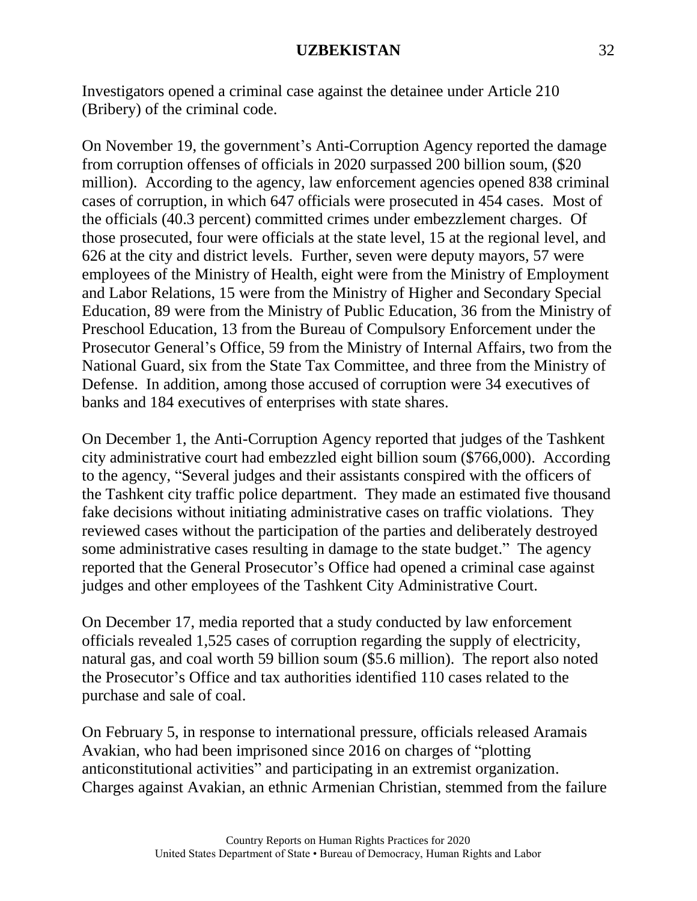Investigators opened a criminal case against the detainee under Article 210 (Bribery) of the criminal code.

On November 19, the government's Anti-Corruption Agency reported the damage from corruption offenses of officials in 2020 surpassed 200 billion soum, ($20 million). According to the agency, law enforcement agencies opened 838 criminal cases of corruption, in which 647 officials were prosecuted in 454 cases. Most of the officials (40.3 percent) committed crimes under embezzlement charges. Of those prosecuted, four were officials at the state level, 15 at the regional level, and 626 at the city and district levels. Further, seven were deputy mayors, 57 were employees of the Ministry of Health, eight were from the Ministry of Employment and Labor Relations, 15 were from the Ministry of Higher and Secondary Special Education, 89 were from the Ministry of Public Education, 36 from the Ministry of Preschool Education, 13 from the Bureau of Compulsory Enforcement under the Prosecutor General's Office, 59 from the Ministry of Internal Affairs, two from the National Guard, six from the State Tax Committee, and three from the Ministry of Defense. In addition, among those accused of corruption were 34 executives of banks and 184 executives of enterprises with state shares.

On December 1, the Anti-Corruption Agency reported that judges of the Tashkent city administrative court had embezzled eight billion soum ($766,000). According to the agency, "Several judges and their assistants conspired with the officers of the Tashkent city traffic police department. They made an estimated five thousand fake decisions without initiating administrative cases on traffic violations. They reviewed cases without the participation of the parties and deliberately destroyed some administrative cases resulting in damage to the state budget." The agency reported that the General Prosecutor's Office had opened a criminal case against judges and other employees of the Tashkent City Administrative Court.

On December 17, media reported that a study conducted by law enforcement officials revealed 1,525 cases of corruption regarding the supply of electricity, natural gas, and coal worth 59 billion soum ($5.6 million). The report also noted the Prosecutor's Office and tax authorities identified 110 cases related to the purchase and sale of coal.

On February 5, in response to international pressure, officials released Aramais Avakian, who had been imprisoned since 2016 on charges of "plotting anticonstitutional activities" and participating in an extremist organization. Charges against Avakian, an ethnic Armenian Christian, stemmed from the failure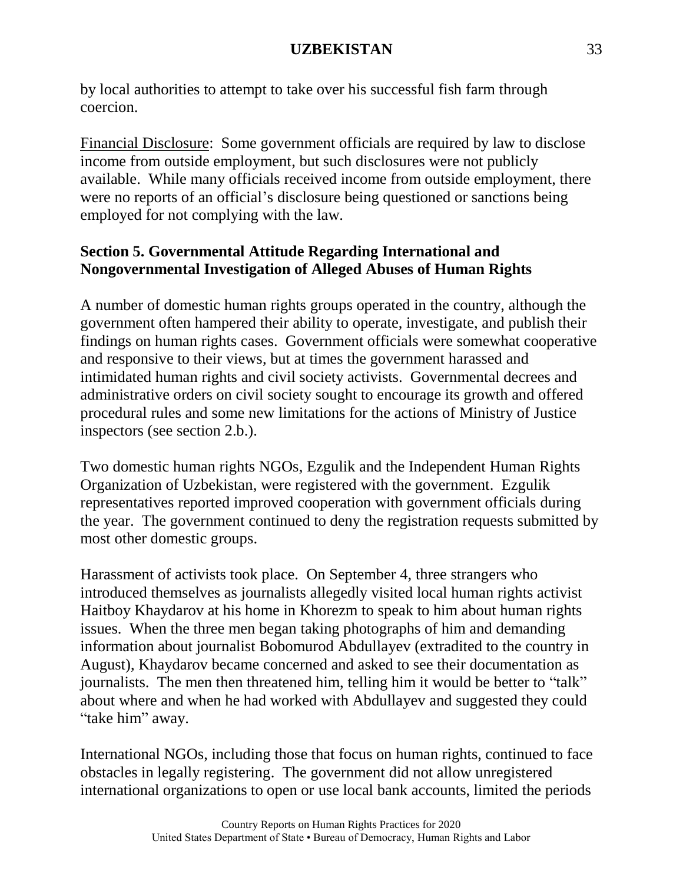by local authorities to attempt to take over his successful fish farm through coercion.

Financial Disclosure: Some government officials are required by law to disclose income from outside employment, but such disclosures were not publicly available. While many officials received income from outside employment, there were no reports of an official's disclosure being questioned or sanctions being employed for not complying with the law.

## Section 5. Governmental Attitude Regarding International and Nongovernmental Investigation of Alleged Abuses of Human Rights

A number of domestic human rights groups operated in the country, although the government often hampered their ability to operate, investigate, and publish their findings on human rights cases. Government officials were somewhat cooperative and responsive to their views, but at times the government harassed and intimidated human rights and civil society activists. Governmental decrees and administrative orders on civil society sought to encourage its growth and offered procedural rules and some new limitations for the actions of Ministry of Justice inspectors (see section 2.b.).

Two domestic human rights NGOs, Ezgulik and the Independent Human Rights Organization of Uzbekistan, were registered with the government. Ezgulik representatives reported improved cooperation with government officials during the year. The government continued to deny the registration requests submitted by most other domestic groups.

Harassment of activists took place. On September 4, three strangers who introduced themselves as journalists allegedly visited local human rights activist Haitboy Khaydarov at his home in Khorezm to speak to him about human rights issues. When the three men began taking photographs of him and demanding information about journalist Bobomurod Abdullayev (extradited to the country in August), Khaydarov became concerned and asked to see their documentation as journalists. The men then threatened him, telling him it would be better to "talk" about where and when he had worked with Abdullayev and suggested they could "take him" away.

International NGOs, including those that focus on human rights, continued to face obstacles in legally registering. The government did not allow unregistered international organizations to open or use local bank accounts, limited the periods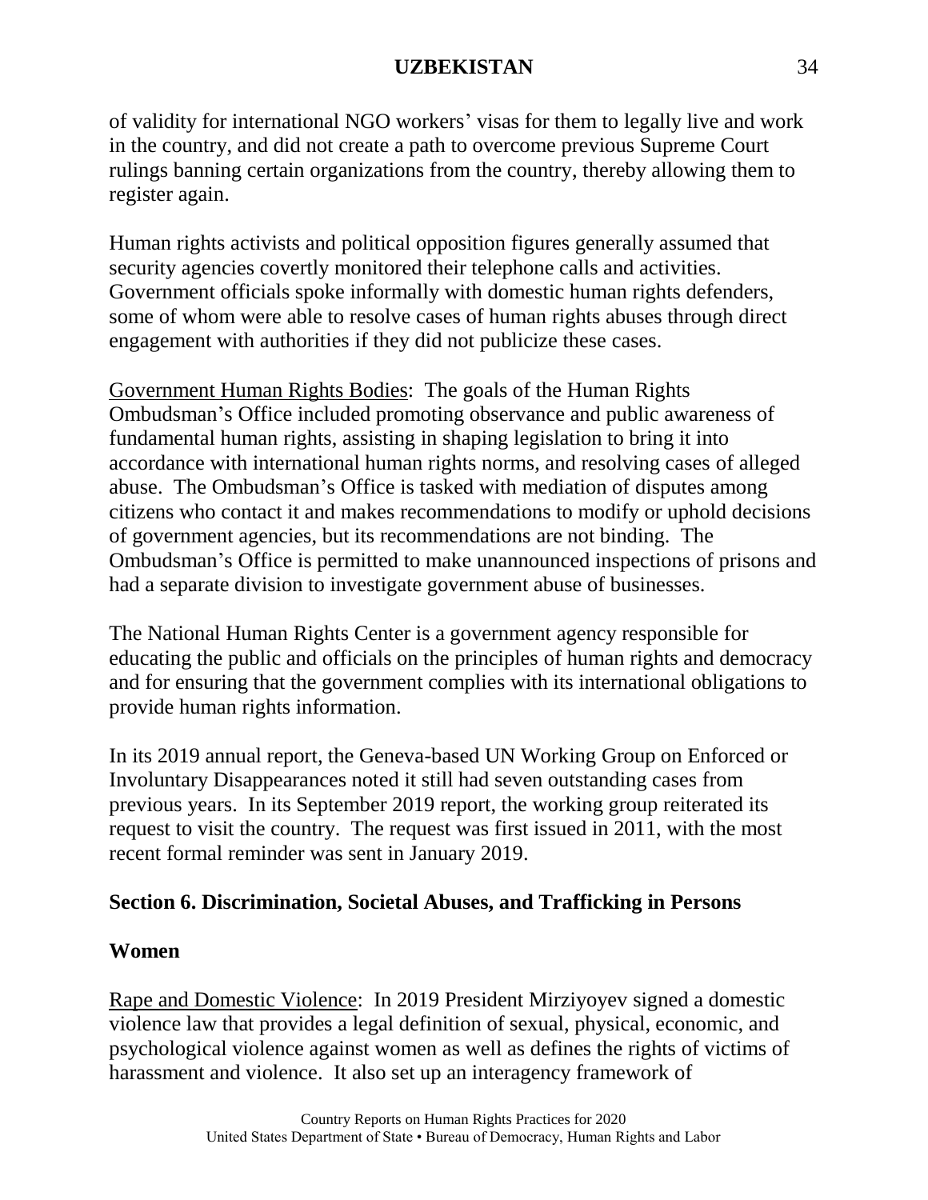of validity for international NGO workers' visas for them to legally live and work in the country, and did not create a path to overcome previous Supreme Court rulings banning certain organizations from the country, thereby allowing them to register again.

Human rights activists and political opposition figures generally assumed that security agencies covertly monitored their telephone calls and activities. Government officials spoke informally with domestic human rights defenders, some of whom were able to resolve cases of human rights abuses through direct engagement with authorities if they did not publicize these cases.

Government Human Rights Bodies: The goals of the Human Rights Ombudsman's Office included promoting observance and public awareness of fundamental human rights, assisting in shaping legislation to bring it into accordance with international human rights norms, and resolving cases of alleged abuse. The Ombudsman's Office is tasked with mediation of disputes among citizens who contact it and makes recommendations to modify or uphold decisions of government agencies, but its recommendations are not binding. The Ombudsman's Office is permitted to make unannounced inspections of prisons and had a separate division to investigate government abuse of businesses.

The National Human Rights Center is a government agency responsible for educating the public and officials on the principles of human rights and democracy and for ensuring that the government complies with its international obligations to provide human rights information.

In its 2019 annual report, the Geneva-based UN Working Group on Enforced or Involuntary Disappearances noted it still had seven outstanding cases from previous years. In its September 2019 report, the working group reiterated its request to visit the country. The request was first issued in 2011, with the most recent formal reminder was sent in January 2019.

## Section 6. Discrimination, Societal Abuses, and Trafficking in Persons

### Women

Rape and Domestic Violence: In 2019 President Mirziyoyev signed a domestic violence law that provides a legal definition of sexual, physical, economic, and psychological violence against women as well as defines the rights of victims of harassment and violence. It also set up an interagency framework of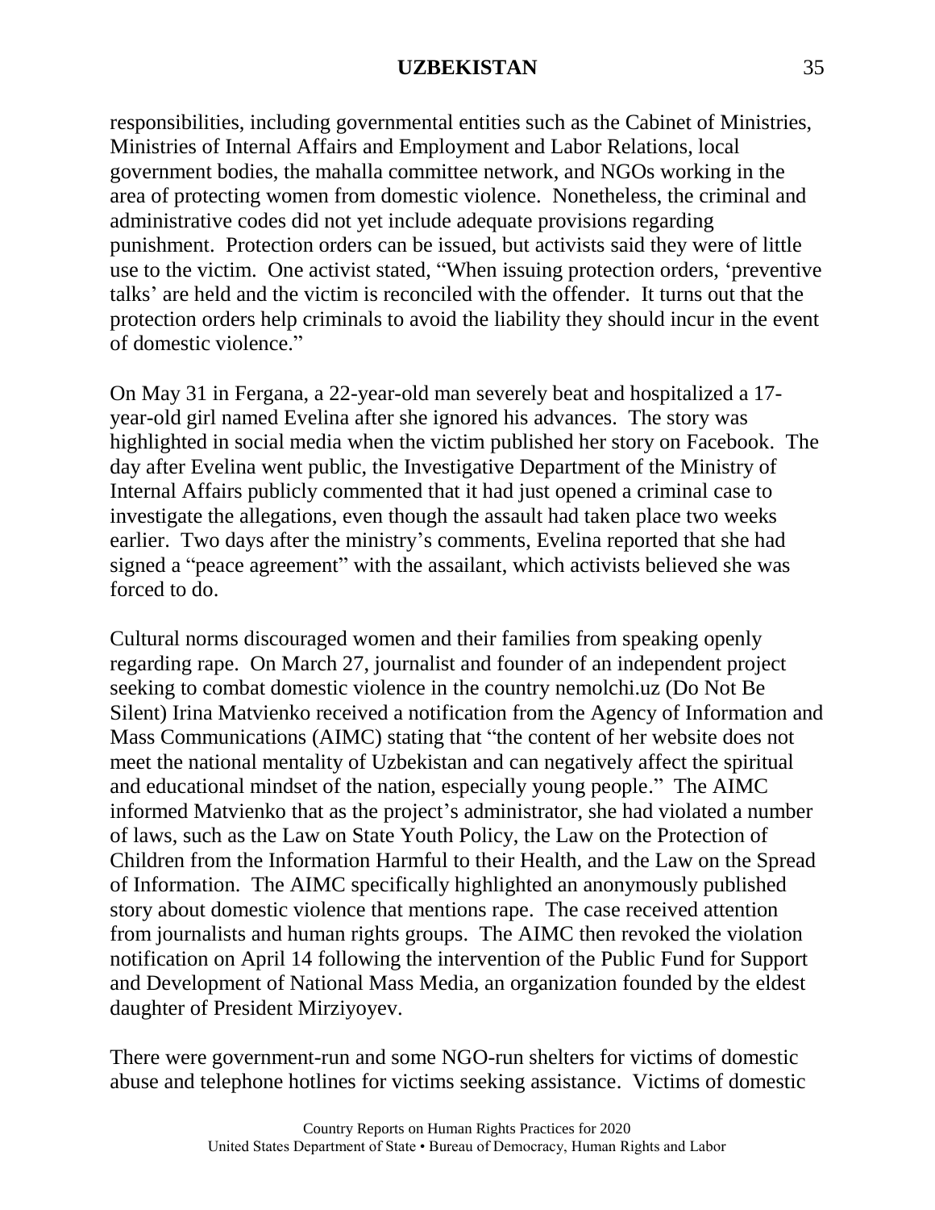responsibilities, including governmental entities such as the Cabinet of Ministries, Ministries of Internal Affairs and Employment and Labor Relations, local government bodies, the mahalla committee network, and NGOs working in the area of protecting women from domestic violence. Nonetheless, the criminal and administrative codes did not yet include adequate provisions regarding punishment. Protection orders can be issued, but activists said they were of little use to the victim. One activist stated, "When issuing protection orders, 'preventive talks' are held and the victim is reconciled with the offender. It turns out that the protection orders help criminals to avoid the liability they should incur in the event of domestic violence."

On May 31 in Fergana, a 22-year-old man severely beat and hospitalized a 17-year-old girl named Evelina after she ignored his advances. The story was highlighted in social media when the victim published her story on Facebook. The day after Evelina went public, the Investigative Department of the Ministry of Internal Affairs publicly commented that it had just opened a criminal case to investigate the allegations, even though the assault had taken place two weeks earlier. Two days after the ministry's comments, Evelina reported that she had signed a "peace agreement" with the assailant, which activists believed she was forced to do.

Cultural norms discouraged women and their families from speaking openly regarding rape. On March 27, journalist and founder of an independent project seeking to combat domestic violence in the country nemolchi.uz (Do Not Be Silent) Irina Matvienko received a notification from the Agency of Information and Mass Communications (AIMC) stating that "the content of her website does not meet the national mentality of Uzbekistan and can negatively affect the spiritual and educational mindset of the nation, especially young people." The AIMC informed Matvienko that as the project's administrator, she had violated a number of laws, such as the Law on State Youth Policy, the Law on the Protection of Children from the Information Harmful to their Health, and the Law on the Spread of Information. The AIMC specifically highlighted an anonymously published story about domestic violence that mentions rape. The case received attention from journalists and human rights groups. The AIMC then revoked the violation notification on April 14 following the intervention of the Public Fund for Support and Development of National Mass Media, an organization founded by the eldest daughter of President Mirziyoyev.

There were government-run and some NGO-run shelters for victims of domestic abuse and telephone hotlines for victims seeking assistance. Victims of domestic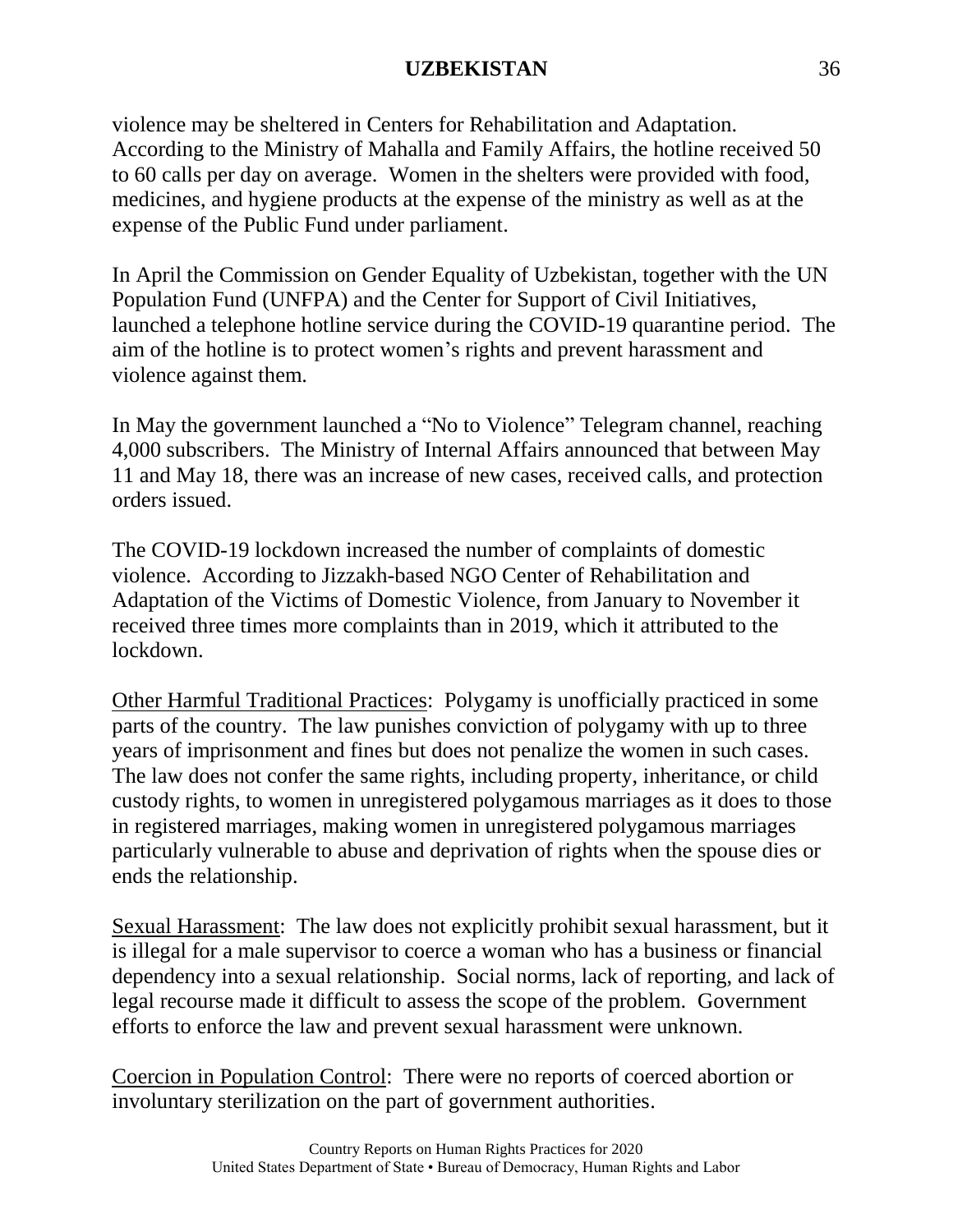violence may be sheltered in Centers for Rehabilitation and Adaptation. According to the Ministry of Mahalla and Family Affairs, the hotline received 50 to 60 calls per day on average. Women in the shelters were provided with food, medicines, and hygiene products at the expense of the ministry as well as at the expense of the Public Fund under parliament.

In April the Commission on Gender Equality of Uzbekistan, together with the UN Population Fund (UNFPA) and the Center for Support of Civil Initiatives, launched a telephone hotline service during the COVID-19 quarantine period. The aim of the hotline is to protect women's rights and prevent harassment and violence against them.

In May the government launched a "No to Violence" Telegram channel, reaching 4,000 subscribers. The Ministry of Internal Affairs announced that between May 11 and May 18, there was an increase of new cases, received calls, and protection orders issued.

The COVID-19 lockdown increased the number of complaints of domestic violence. According to Jizzakh-based NGO Center of Rehabilitation and Adaptation of the Victims of Domestic Violence, from January to November it received three times more complaints than in 2019, which it attributed to the lockdown.

<u>Other Harmful Traditional Practices</u>: Polygamy is unofficially practiced in some parts of the country. The law punishes conviction of polygamy with up to three years of imprisonment and fines but does not penalize the women in such cases. The law does not confer the same rights, including property, inheritance, or child custody rights, to women in unregistered polygamous marriages as it does to those in registered marriages, making women in unregistered polygamous marriages particularly vulnerable to abuse and deprivation of rights when the spouse dies or ends the relationship.

<u>Sexual Harassment</u>: The law does not explicitly prohibit sexual harassment, but it is illegal for a male supervisor to coerce a woman who has a business or financial dependency into a sexual relationship. Social norms, lack of reporting, and lack of legal recourse made it difficult to assess the scope of the problem. Government efforts to enforce the law and prevent sexual harassment were unknown.

<u>Coercion in Population Control</u>: There were no reports of coerced abortion or involuntary sterilization on the part of government authorities.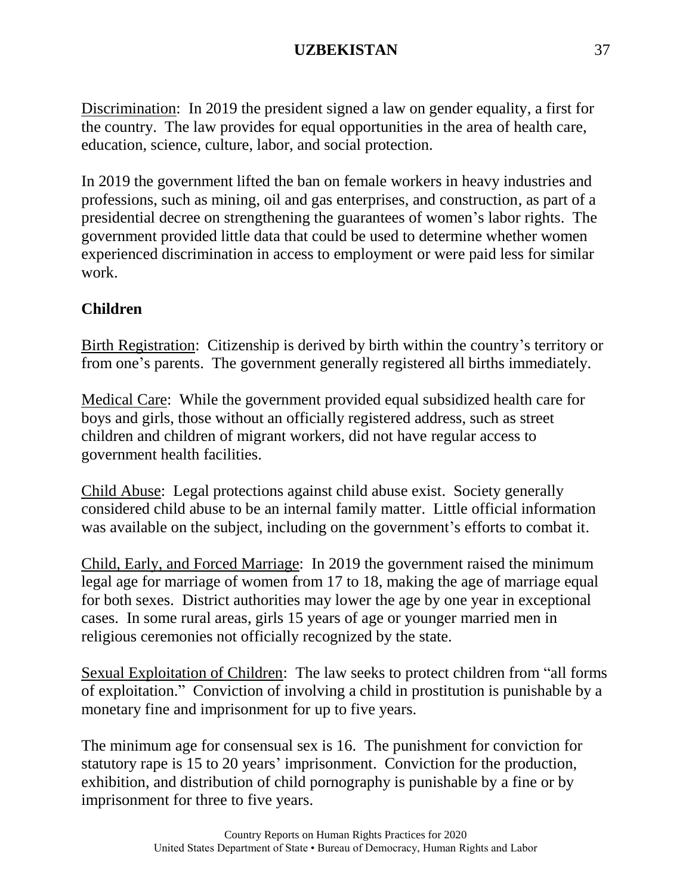Discrimination: In 2019 the president signed a law on gender equality, a first for the country. The law provides for equal opportunities in the area of health care, education, science, culture, labor, and social protection.

In 2019 the government lifted the ban on female workers in heavy industries and professions, such as mining, oil and gas enterprises, and construction, as part of a presidential decree on strengthening the guarantees of women's labor rights. The government provided little data that could be used to determine whether women experienced discrimination in access to employment or were paid less for similar work.

**Children**

Birth Registration: Citizenship is derived by birth within the country's territory or from one's parents. The government generally registered all births immediately.

Medical Care: While the government provided equal subsidized health care for boys and girls, those without an officially registered address, such as street children and children of migrant workers, did not have regular access to government health facilities.

Child Abuse: Legal protections against child abuse exist. Society generally considered child abuse to be an internal family matter. Little official information was available on the subject, including on the government's efforts to combat it.

Child, Early, and Forced Marriage: In 2019 the government raised the minimum legal age for marriage of women from 17 to 18, making the age of marriage equal for both sexes. District authorities may lower the age by one year in exceptional cases. In some rural areas, girls 15 years of age or younger married men in religious ceremonies not officially recognized by the state.

Sexual Exploitation of Children: The law seeks to protect children from "all forms of exploitation." Conviction of involving a child in prostitution is punishable by a monetary fine and imprisonment for up to five years.

The minimum age for consensual sex is 16. The punishment for conviction for statutory rape is 15 to 20 years' imprisonment. Conviction for the production, exhibition, and distribution of child pornography is punishable by a fine or by imprisonment for three to five years.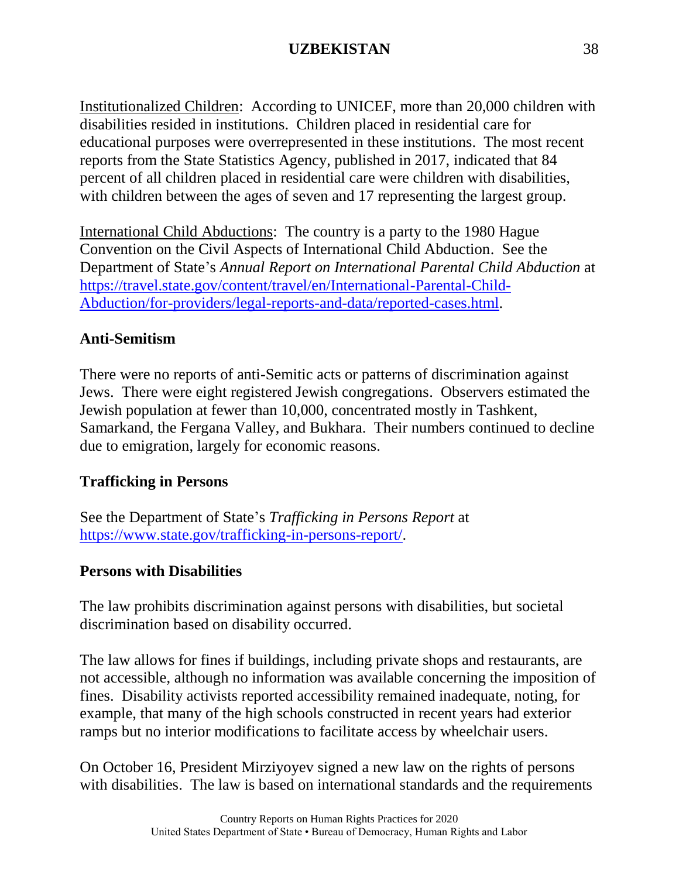Institutionalized Children: According to UNICEF, more than 20,000 children with disabilities resided in institutions. Children placed in residential care for educational purposes were overrepresented in these institutions. The most recent reports from the State Statistics Agency, published in 2017, indicated that 84 percent of all children placed in residential care were children with disabilities, with children between the ages of seven and 17 representing the largest group.

International Child Abductions: The country is a party to the 1980 Hague Convention on the Civil Aspects of International Child Abduction. See the Department of State's *Annual Report on International Parental Child Abduction* at https://travel.state.gov/content/travel/en/International-Parental-Child-Abduction/for-providers/legal-reports-and-data/reported-cases.html.

**Anti-Semitism**

There were no reports of anti-Semitic acts or patterns of discrimination against Jews. There were eight registered Jewish congregations. Observers estimated the Jewish population at fewer than 10,000, concentrated mostly in Tashkent, Samarkand, the Fergana Valley, and Bukhara. Their numbers continued to decline due to emigration, largely for economic reasons.

**Trafficking in Persons**

See the Department of State's *Trafficking in Persons Report* at https://www.state.gov/trafficking-in-persons-report/.

**Persons with Disabilities**

The law prohibits discrimination against persons with disabilities, but societal discrimination based on disability occurred.

The law allows for fines if buildings, including private shops and restaurants, are not accessible, although no information was available concerning the imposition of fines. Disability activists reported accessibility remained inadequate, noting, for example, that many of the high schools constructed in recent years had exterior ramps but no interior modifications to facilitate access by wheelchair users.

On October 16, President Mirziyoyev signed a new law on the rights of persons with disabilities. The law is based on international standards and the requirements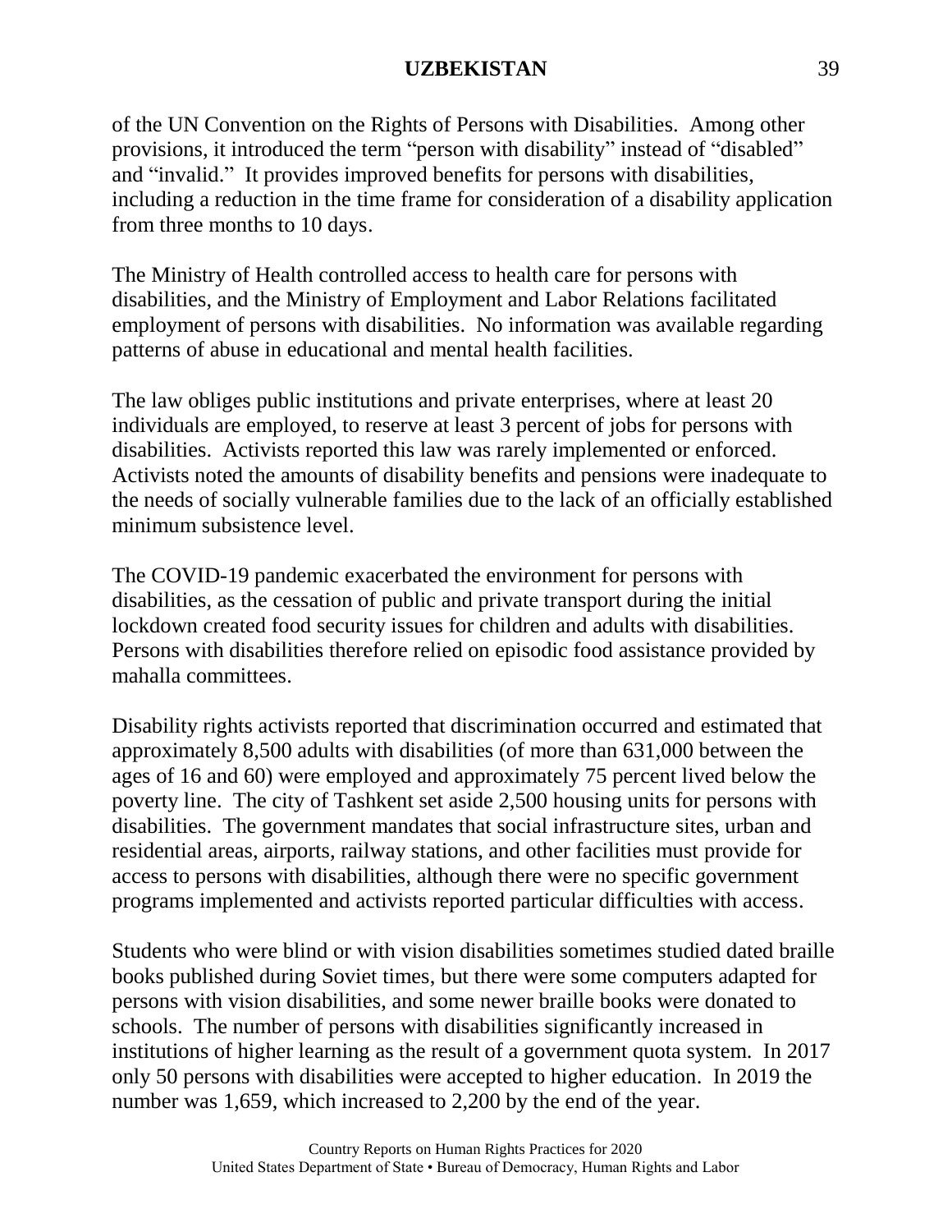of the UN Convention on the Rights of Persons with Disabilities. Among other provisions, it introduced the term "person with disability" instead of "disabled" and "invalid." It provides improved benefits for persons with disabilities, including a reduction in the time frame for consideration of a disability application from three months to 10 days.

The Ministry of Health controlled access to health care for persons with disabilities, and the Ministry of Employment and Labor Relations facilitated employment of persons with disabilities. No information was available regarding patterns of abuse in educational and mental health facilities.

The law obliges public institutions and private enterprises, where at least 20 individuals are employed, to reserve at least 3 percent of jobs for persons with disabilities. Activists reported this law was rarely implemented or enforced. Activists noted the amounts of disability benefits and pensions were inadequate to the needs of socially vulnerable families due to the lack of an officially established minimum subsistence level.

The COVID-19 pandemic exacerbated the environment for persons with disabilities, as the cessation of public and private transport during the initial lockdown created food security issues for children and adults with disabilities. Persons with disabilities therefore relied on episodic food assistance provided by mahalla committees.

Disability rights activists reported that discrimination occurred and estimated that approximately 8,500 adults with disabilities (of more than 631,000 between the ages of 16 and 60) were employed and approximately 75 percent lived below the poverty line. The city of Tashkent set aside 2,500 housing units for persons with disabilities. The government mandates that social infrastructure sites, urban and residential areas, airports, railway stations, and other facilities must provide for access to persons with disabilities, although there were no specific government programs implemented and activists reported particular difficulties with access.

Students who were blind or with vision disabilities sometimes studied dated braille books published during Soviet times, but there were some computers adapted for persons with vision disabilities, and some newer braille books were donated to schools. The number of persons with disabilities significantly increased in institutions of higher learning as the result of a government quota system. In 2017 only 50 persons with disabilities were accepted to higher education. In 2019 the number was 1,659, which increased to 2,200 by the end of the year.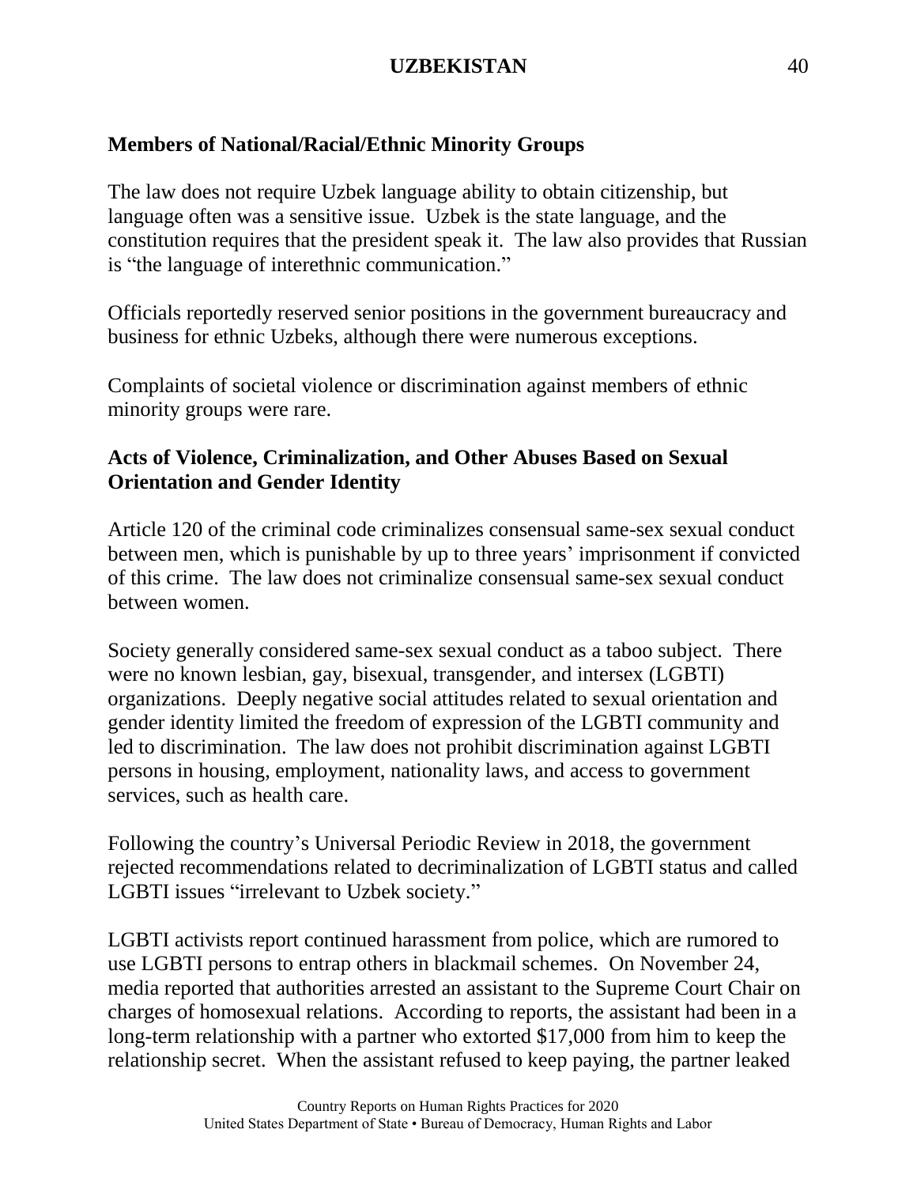**Members of National/Racial/Ethnic Minority Groups**

The law does not require Uzbek language ability to obtain citizenship, but language often was a sensitive issue. Uzbek is the state language, and the constitution requires that the president speak it. The law also provides that Russian is "the language of interethnic communication."

Officials reportedly reserved senior positions in the government bureaucracy and business for ethnic Uzbeks, although there were numerous exceptions.

Complaints of societal violence or discrimination against members of ethnic minority groups were rare.

**Acts of Violence, Criminalization, and Other Abuses Based on Sexual Orientation and Gender Identity**

Article 120 of the criminal code criminalizes consensual same-sex sexual conduct between men, which is punishable by up to three years' imprisonment if convicted of this crime. The law does not criminalize consensual same-sex sexual conduct between women.

Society generally considered same-sex sexual conduct as a taboo subject. There were no known lesbian, gay, bisexual, transgender, and intersex (LGBTI) organizations. Deeply negative social attitudes related to sexual orientation and gender identity limited the freedom of expression of the LGBTI community and led to discrimination. The law does not prohibit discrimination against LGBTI persons in housing, employment, nationality laws, and access to government services, such as health care.

Following the country's Universal Periodic Review in 2018, the government rejected recommendations related to decriminalization of LGBTI status and called LGBTI issues "irrelevant to Uzbek society."

LGBTI activists report continued harassment from police, which are rumored to use LGBTI persons to entrap others in blackmail schemes. On November 24, media reported that authorities arrested an assistant to the Supreme Court Chair on charges of homosexual relations. According to reports, the assistant had been in a long-term relationship with a partner who extorted $17,000 from him to keep the relationship secret. When the assistant refused to keep paying, the partner leaked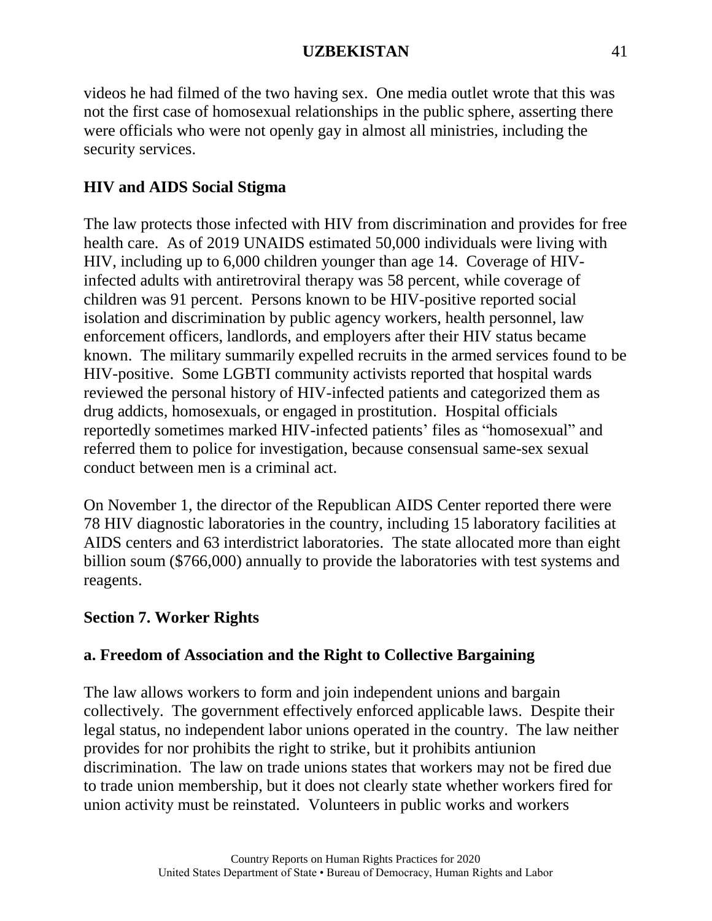videos he had filmed of the two having sex. One media outlet wrote that this was not the first case of homosexual relationships in the public sphere, asserting there were officials who were not openly gay in almost all ministries, including the security services.

## HIV and AIDS Social Stigma

The law protects those infected with HIV from discrimination and provides for free health care. As of 2019 UNAIDS estimated 50,000 individuals were living with HIV, including up to 6,000 children younger than age 14. Coverage of HIV-infected adults with antiretroviral therapy was 58 percent, while coverage of children was 91 percent. Persons known to be HIV-positive reported social isolation and discrimination by public agency workers, health personnel, law enforcement officers, landlords, and employers after their HIV status became known. The military summarily expelled recruits in the armed services found to be HIV-positive. Some LGBTI community activists reported that hospital wards reviewed the personal history of HIV-infected patients and categorized them as drug addicts, homosexuals, or engaged in prostitution. Hospital officials reportedly sometimes marked HIV-infected patients' files as "homosexual" and referred them to police for investigation, because consensual same-sex sexual conduct between men is a criminal act.

On November 1, the director of the Republican AIDS Center reported there were 78 HIV diagnostic laboratories in the country, including 15 laboratory facilities at AIDS centers and 63 interdistrict laboratories. The state allocated more than eight billion soum ($766,000) annually to provide the laboratories with test systems and reagents.

# Section 7. Worker Rights

## a. Freedom of Association and the Right to Collective Bargaining

The law allows workers to form and join independent unions and bargain collectively. The government effectively enforced applicable laws. Despite their legal status, no independent labor unions operated in the country. The law neither provides for nor prohibits the right to strike, but it prohibits antiunion discrimination. The law on trade unions states that workers may not be fired due to trade union membership, but it does not clearly state whether workers fired for union activity must be reinstated. Volunteers in public works and workers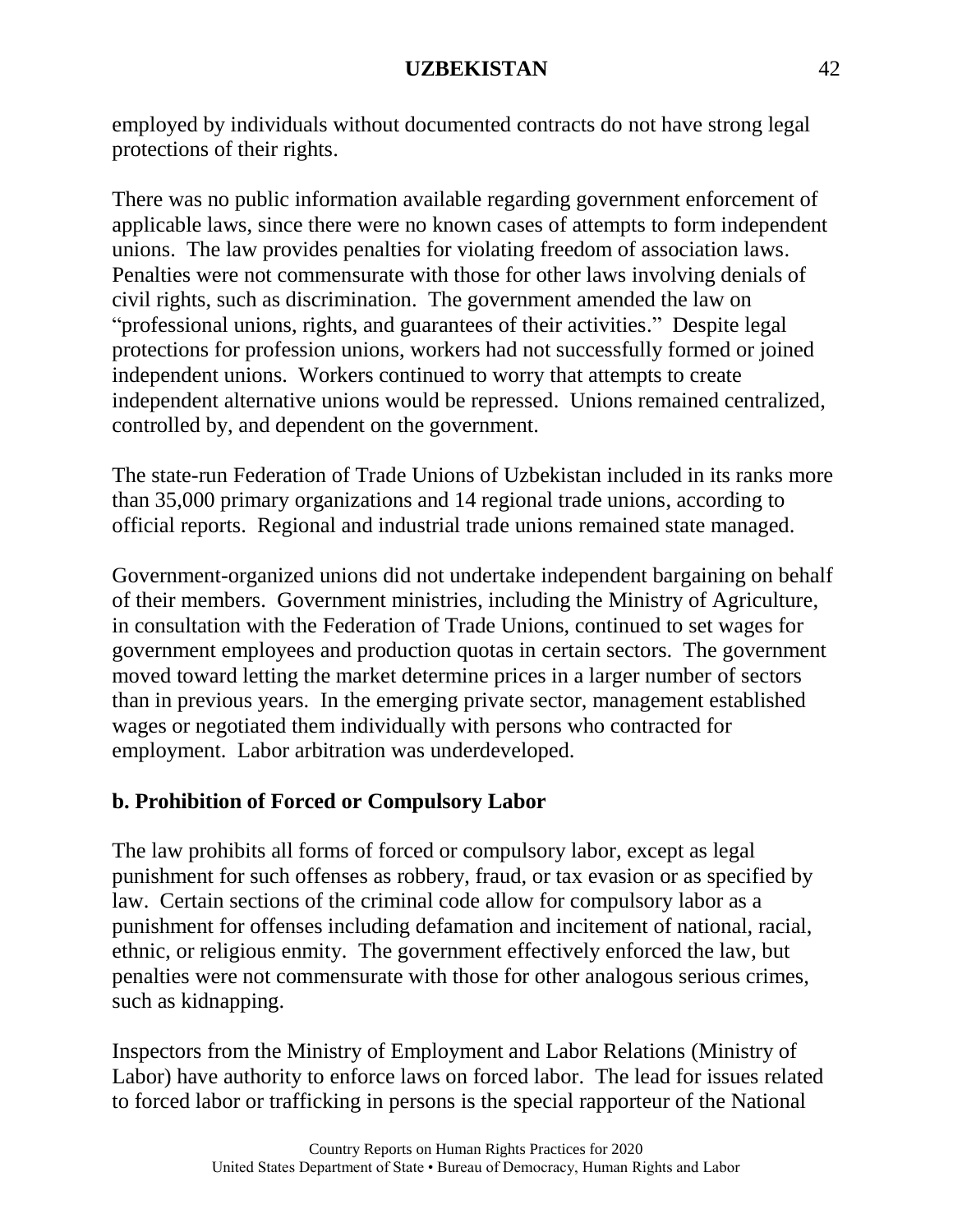employed by individuals without documented contracts do not have strong legal protections of their rights.

There was no public information available regarding government enforcement of applicable laws, since there were no known cases of attempts to form independent unions. The law provides penalties for violating freedom of association laws. Penalties were not commensurate with those for other laws involving denials of civil rights, such as discrimination. The government amended the law on "professional unions, rights, and guarantees of their activities." Despite legal protections for profession unions, workers had not successfully formed or joined independent unions. Workers continued to worry that attempts to create independent alternative unions would be repressed. Unions remained centralized, controlled by, and dependent on the government.

The state-run Federation of Trade Unions of Uzbekistan included in its ranks more than 35,000 primary organizations and 14 regional trade unions, according to official reports. Regional and industrial trade unions remained state managed.

Government-organized unions did not undertake independent bargaining on behalf of their members. Government ministries, including the Ministry of Agriculture, in consultation with the Federation of Trade Unions, continued to set wages for government employees and production quotas in certain sectors. The government moved toward letting the market determine prices in a larger number of sectors than in previous years. In the emerging private sector, management established wages or negotiated them individually with persons who contracted for employment. Labor arbitration was underdeveloped.

### b. Prohibition of Forced or Compulsory Labor

The law prohibits all forms of forced or compulsory labor, except as legal punishment for such offenses as robbery, fraud, or tax evasion or as specified by law. Certain sections of the criminal code allow for compulsory labor as a punishment for offenses including defamation and incitement of national, racial, ethnic, or religious enmity. The government effectively enforced the law, but penalties were not commensurate with those for other analogous serious crimes, such as kidnapping.

Inspectors from the Ministry of Employment and Labor Relations (Ministry of Labor) have authority to enforce laws on forced labor. The lead for issues related to forced labor or trafficking in persons is the special rapporteur of the National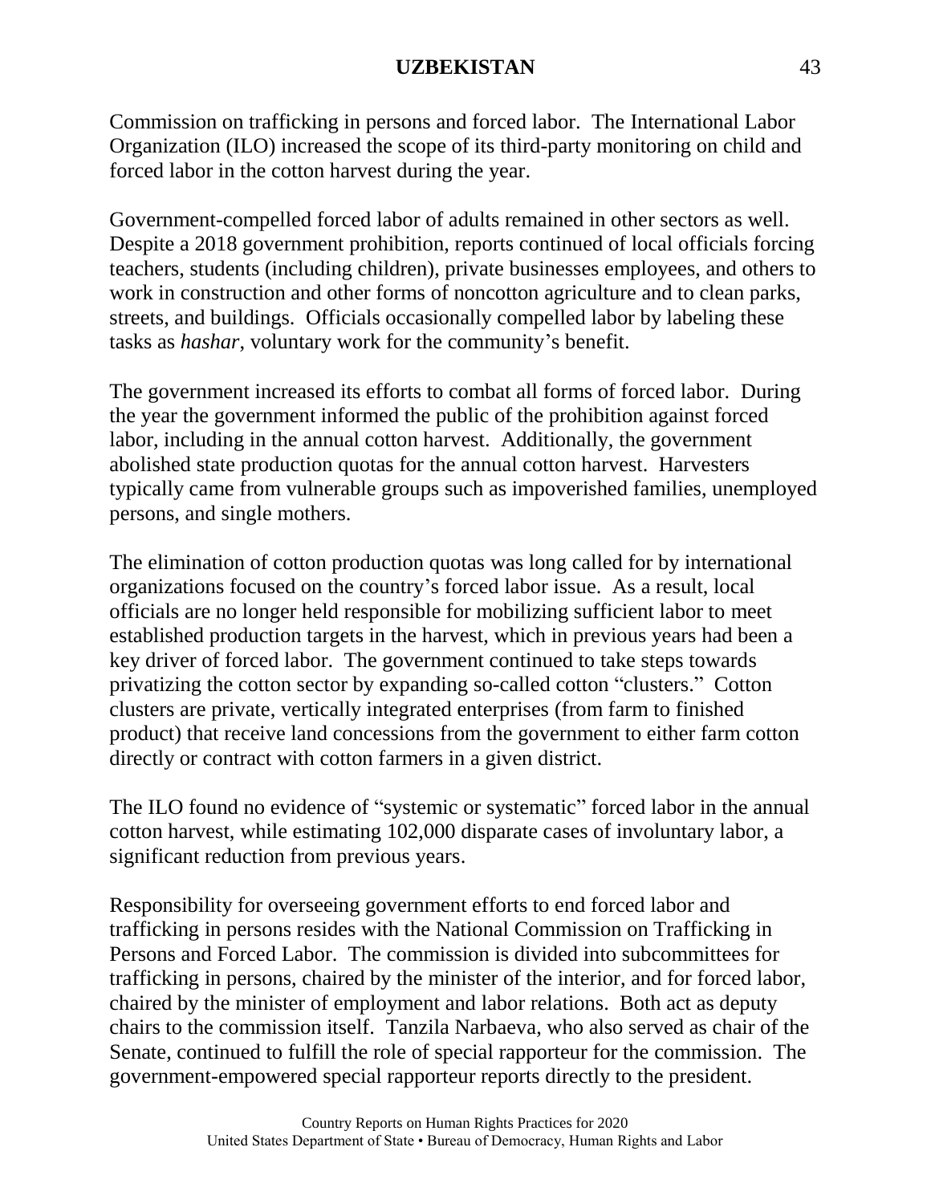Commission on trafficking in persons and forced labor. The International Labor Organization (ILO) increased the scope of its third-party monitoring on child and forced labor in the cotton harvest during the year.

Government-compelled forced labor of adults remained in other sectors as well. Despite a 2018 government prohibition, reports continued of local officials forcing teachers, students (including children), private businesses employees, and others to work in construction and other forms of noncotton agriculture and to clean parks, streets, and buildings. Officials occasionally compelled labor by labeling these tasks as *hashar*, voluntary work for the community's benefit.

The government increased its efforts to combat all forms of forced labor. During the year the government informed the public of the prohibition against forced labor, including in the annual cotton harvest. Additionally, the government abolished state production quotas for the annual cotton harvest. Harvesters typically came from vulnerable groups such as impoverished families, unemployed persons, and single mothers.

The elimination of cotton production quotas was long called for by international organizations focused on the country's forced labor issue. As a result, local officials are no longer held responsible for mobilizing sufficient labor to meet established production targets in the harvest, which in previous years had been a key driver of forced labor. The government continued to take steps towards privatizing the cotton sector by expanding so-called cotton "clusters." Cotton clusters are private, vertically integrated enterprises (from farm to finished product) that receive land concessions from the government to either farm cotton directly or contract with cotton farmers in a given district.

The ILO found no evidence of "systemic or systematic" forced labor in the annual cotton harvest, while estimating 102,000 disparate cases of involuntary labor, a significant reduction from previous years.

Responsibility for overseeing government efforts to end forced labor and trafficking in persons resides with the National Commission on Trafficking in Persons and Forced Labor. The commission is divided into subcommittees for trafficking in persons, chaired by the minister of the interior, and for forced labor, chaired by the minister of employment and labor relations. Both act as deputy chairs to the commission itself. Tanzila Narbaeva, who also served as chair of the Senate, continued to fulfill the role of special rapporteur for the commission. The government-empowered special rapporteur reports directly to the president.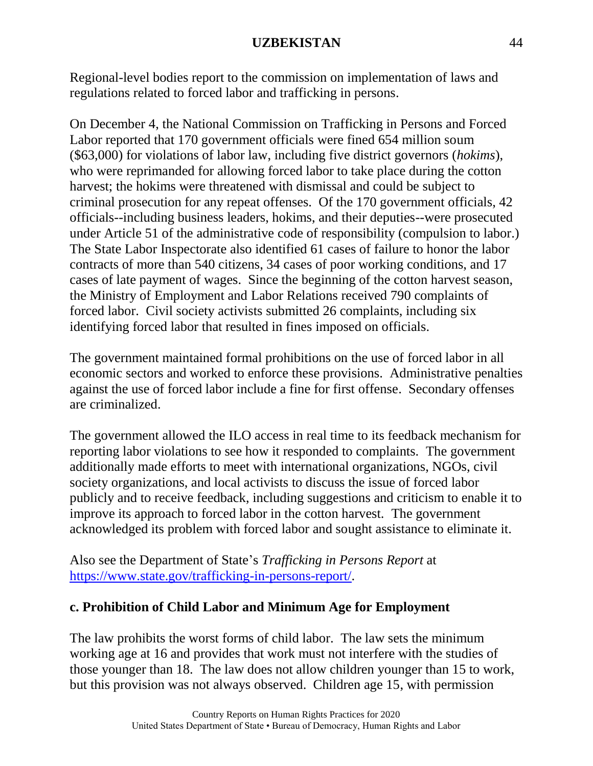Regional-level bodies report to the commission on implementation of laws and regulations related to forced labor and trafficking in persons.

On December 4, the National Commission on Trafficking in Persons and Forced Labor reported that 170 government officials were fined 654 million soum ($63,000) for violations of labor law, including five district governors (*hokims*), who were reprimanded for allowing forced labor to take place during the cotton harvest; the hokims were threatened with dismissal and could be subject to criminal prosecution for any repeat offenses. Of the 170 government officials, 42 officials--including business leaders, hokims, and their deputies--were prosecuted under Article 51 of the administrative code of responsibility (compulsion to labor.) The State Labor Inspectorate also identified 61 cases of failure to honor the labor contracts of more than 540 citizens, 34 cases of poor working conditions, and 17 cases of late payment of wages. Since the beginning of the cotton harvest season, the Ministry of Employment and Labor Relations received 790 complaints of forced labor. Civil society activists submitted 26 complaints, including six identifying forced labor that resulted in fines imposed on officials.

The government maintained formal prohibitions on the use of forced labor in all economic sectors and worked to enforce these provisions. Administrative penalties against the use of forced labor include a fine for first offense. Secondary offenses are criminalized.

The government allowed the ILO access in real time to its feedback mechanism for reporting labor violations to see how it responded to complaints. The government additionally made efforts to meet with international organizations, NGOs, civil society organizations, and local activists to discuss the issue of forced labor publicly and to receive feedback, including suggestions and criticism to enable it to improve its approach to forced labor in the cotton harvest. The government acknowledged its problem with forced labor and sought assistance to eliminate it.

Also see the Department of State's *Trafficking in Persons Report* at [https://www.state.gov/trafficking-in-persons-report/](https://www.state.gov/trafficking-in-persons-report/).

### c. Prohibition of Child Labor and Minimum Age for Employment

The law prohibits the worst forms of child labor. The law sets the minimum working age at 16 and provides that work must not interfere with the studies of those younger than 18. The law does not allow children younger than 15 to work, but this provision was not always observed. Children age 15, with permission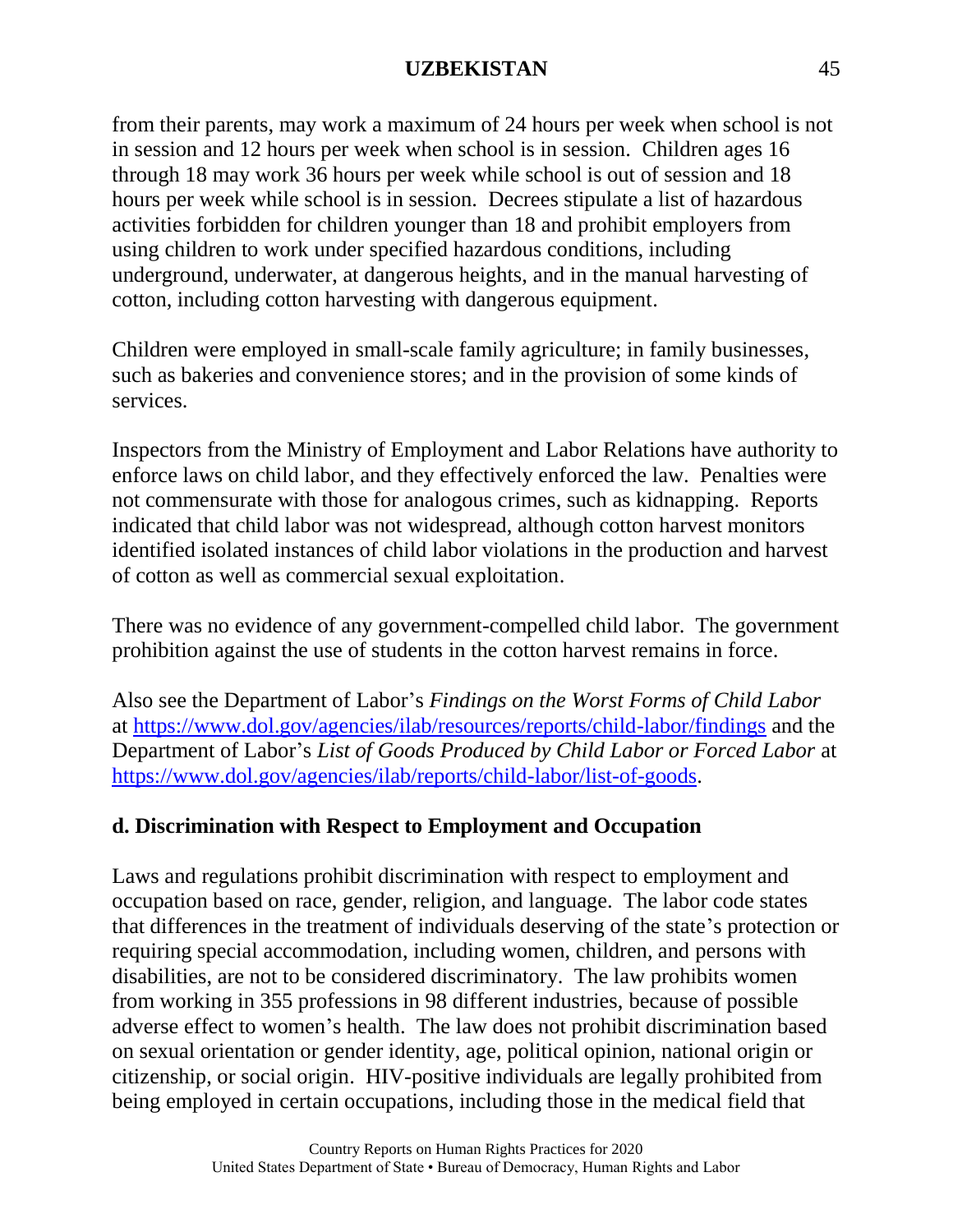from their parents, may work a maximum of 24 hours per week when school is not in session and 12 hours per week when school is in session. Children ages 16 through 18 may work 36 hours per week while school is out of session and 18 hours per week while school is in session. Decrees stipulate a list of hazardous activities forbidden for children younger than 18 and prohibit employers from using children to work under specified hazardous conditions, including underground, underwater, at dangerous heights, and in the manual harvesting of cotton, including cotton harvesting with dangerous equipment.

Children were employed in small-scale family agriculture; in family businesses, such as bakeries and convenience stores; and in the provision of some kinds of services.

Inspectors from the Ministry of Employment and Labor Relations have authority to enforce laws on child labor, and they effectively enforced the law. Penalties were not commensurate with those for analogous crimes, such as kidnapping. Reports indicated that child labor was not widespread, although cotton harvest monitors identified isolated instances of child labor violations in the production and harvest of cotton as well as commercial sexual exploitation.

There was no evidence of any government-compelled child labor. The government prohibition against the use of students in the cotton harvest remains in force.

Also see the Department of Labor's *Findings on the Worst Forms of Child Labor* at https://www.dol.gov/agencies/ilab/resources/reports/child-labor/findings and the Department of Labor's *List of Goods Produced by Child Labor or Forced Labor* at https://www.dol.gov/agencies/ilab/reports/child-labor/list-of-goods.

## d. Discrimination with Respect to Employment and Occupation

Laws and regulations prohibit discrimination with respect to employment and occupation based on race, gender, religion, and language. The labor code states that differences in the treatment of individuals deserving of the state's protection or requiring special accommodation, including women, children, and persons with disabilities, are not to be considered discriminatory. The law prohibits women from working in 355 professions in 98 different industries, because of possible adverse effect to women's health. The law does not prohibit discrimination based on sexual orientation or gender identity, age, political opinion, national origin or citizenship, or social origin. HIV-positive individuals are legally prohibited from being employed in certain occupations, including those in the medical field that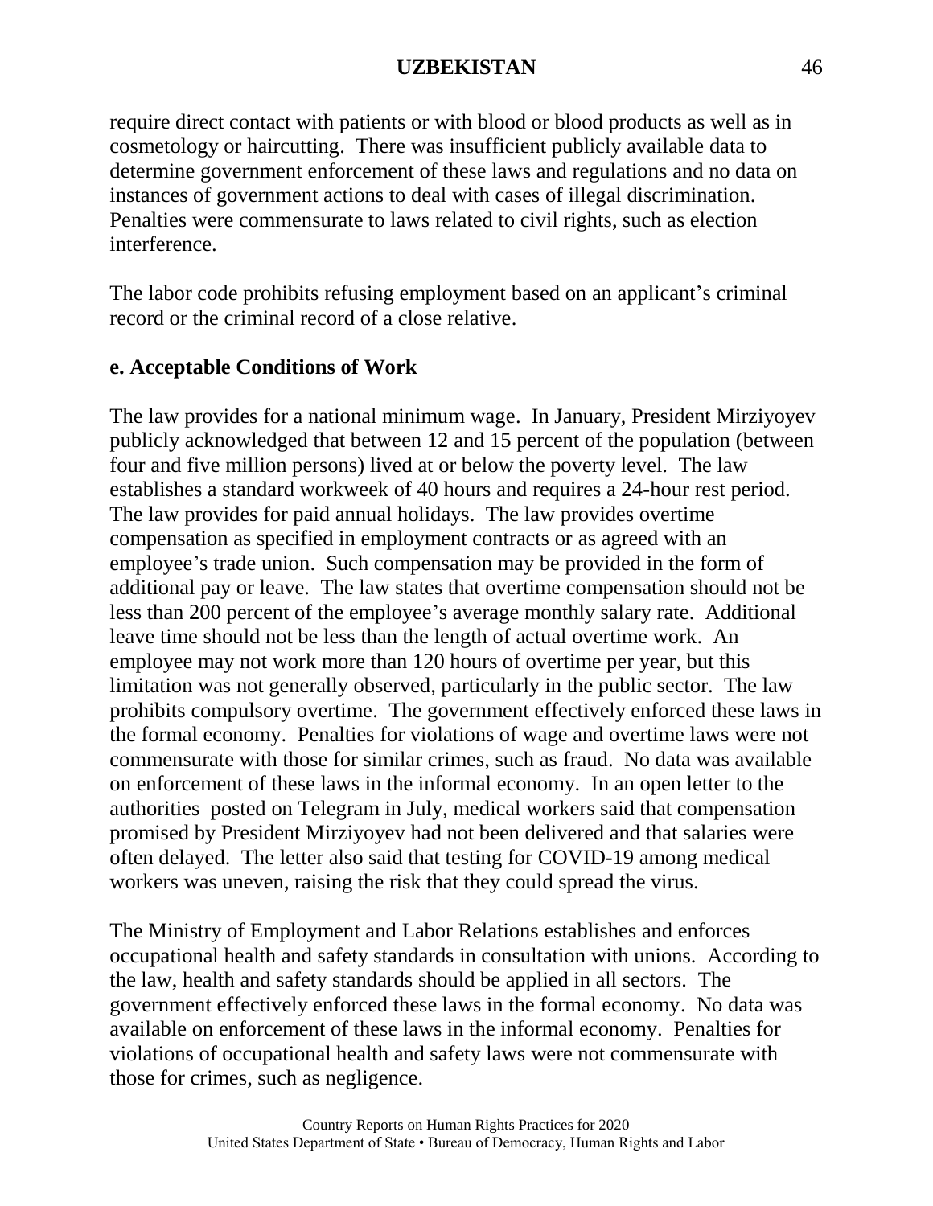require direct contact with patients or with blood or blood products as well as in cosmetology or haircutting. There was insufficient publicly available data to determine government enforcement of these laws and regulations and no data on instances of government actions to deal with cases of illegal discrimination. Penalties were commensurate to laws related to civil rights, such as election interference.

The labor code prohibits refusing employment based on an applicant's criminal record or the criminal record of a close relative.

**e. Acceptable Conditions of Work**

The law provides for a national minimum wage. In January, President Mirziyoyev publicly acknowledged that between 12 and 15 percent of the population (between four and five million persons) lived at or below the poverty level. The law establishes a standard workweek of 40 hours and requires a 24-hour rest period. The law provides for paid annual holidays. The law provides overtime compensation as specified in employment contracts or as agreed with an employee's trade union. Such compensation may be provided in the form of additional pay or leave. The law states that overtime compensation should not be less than 200 percent of the employee's average monthly salary rate. Additional leave time should not be less than the length of actual overtime work. An employee may not work more than 120 hours of overtime per year, but this limitation was not generally observed, particularly in the public sector. The law prohibits compulsory overtime. The government effectively enforced these laws in the formal economy. Penalties for violations of wage and overtime laws were not commensurate with those for similar crimes, such as fraud. No data was available on enforcement of these laws in the informal economy. In an open letter to the authorities posted on Telegram in July, medical workers said that compensation promised by President Mirziyoyev had not been delivered and that salaries were often delayed. The letter also said that testing for COVID-19 among medical workers was uneven, raising the risk that they could spread the virus.

The Ministry of Employment and Labor Relations establishes and enforces occupational health and safety standards in consultation with unions. According to the law, health and safety standards should be applied in all sectors. The government effectively enforced these laws in the formal economy. No data was available on enforcement of these laws in the informal economy. Penalties for violations of occupational health and safety laws were not commensurate with those for crimes, such as negligence.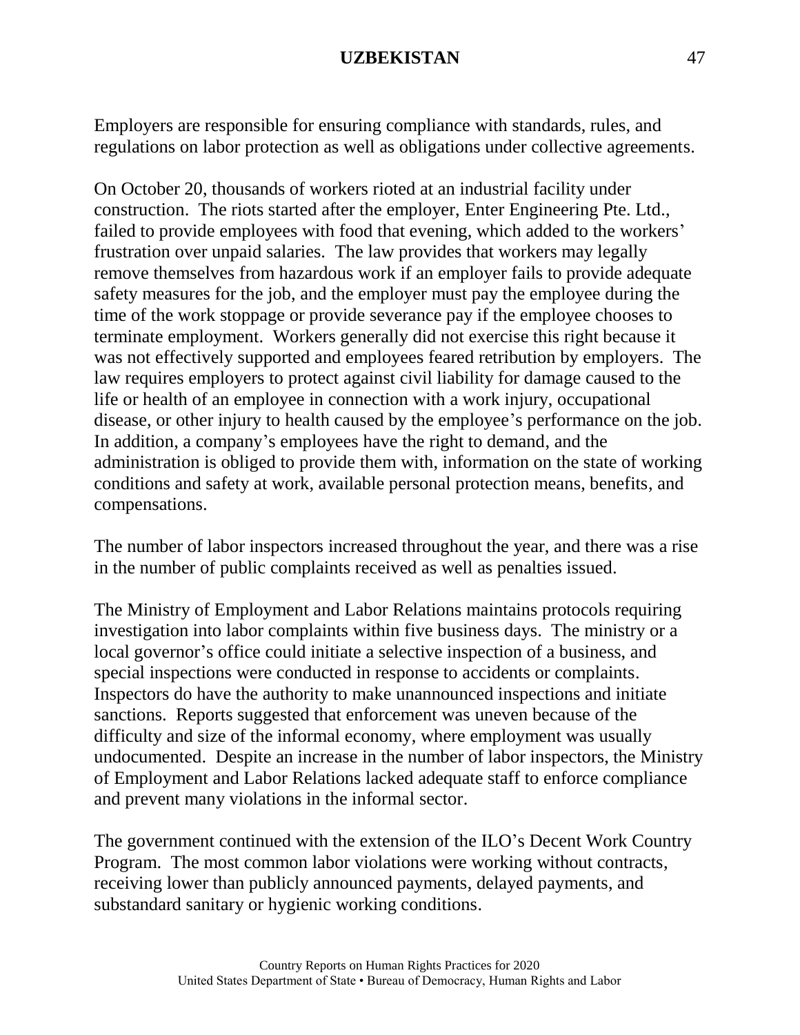Employers are responsible for ensuring compliance with standards, rules, and regulations on labor protection as well as obligations under collective agreements.

On October 20, thousands of workers rioted at an industrial facility under construction. The riots started after the employer, Enter Engineering Pte. Ltd., failed to provide employees with food that evening, which added to the workers' frustration over unpaid salaries. The law provides that workers may legally remove themselves from hazardous work if an employer fails to provide adequate safety measures for the job, and the employer must pay the employee during the time of the work stoppage or provide severance pay if the employee chooses to terminate employment. Workers generally did not exercise this right because it was not effectively supported and employees feared retribution by employers. The law requires employers to protect against civil liability for damage caused to the life or health of an employee in connection with a work injury, occupational disease, or other injury to health caused by the employee's performance on the job. In addition, a company's employees have the right to demand, and the administration is obliged to provide them with, information on the state of working conditions and safety at work, available personal protection means, benefits, and compensations.

The number of labor inspectors increased throughout the year, and there was a rise in the number of public complaints received as well as penalties issued.

The Ministry of Employment and Labor Relations maintains protocols requiring investigation into labor complaints within five business days. The ministry or a local governor's office could initiate a selective inspection of a business, and special inspections were conducted in response to accidents or complaints. Inspectors do have the authority to make unannounced inspections and initiate sanctions. Reports suggested that enforcement was uneven because of the difficulty and size of the informal economy, where employment was usually undocumented. Despite an increase in the number of labor inspectors, the Ministry of Employment and Labor Relations lacked adequate staff to enforce compliance and prevent many violations in the informal sector.

The government continued with the extension of the ILO's Decent Work Country Program. The most common labor violations were working without contracts, receiving lower than publicly announced payments, delayed payments, and substandard sanitary or hygienic working conditions.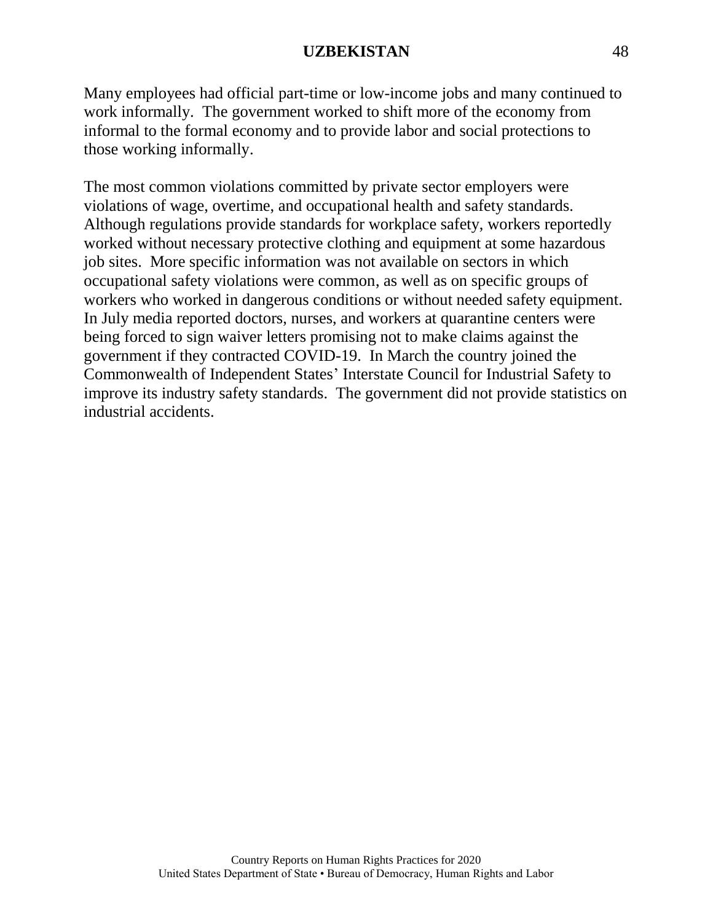Many employees had official part-time or low-income jobs and many continued to work informally. The government worked to shift more of the economy from informal to the formal economy and to provide labor and social protections to those working informally.

The most common violations committed by private sector employers were violations of wage, overtime, and occupational health and safety standards. Although regulations provide standards for workplace safety, workers reportedly worked without necessary protective clothing and equipment at some hazardous job sites. More specific information was not available on sectors in which occupational safety violations were common, as well as on specific groups of workers who worked in dangerous conditions or without needed safety equipment. In July media reported doctors, nurses, and workers at quarantine centers were being forced to sign waiver letters promising not to make claims against the government if they contracted COVID-19. In March the country joined the Commonwealth of Independent States' Interstate Council for Industrial Safety to improve its industry safety standards. The government did not provide statistics on industrial accidents.